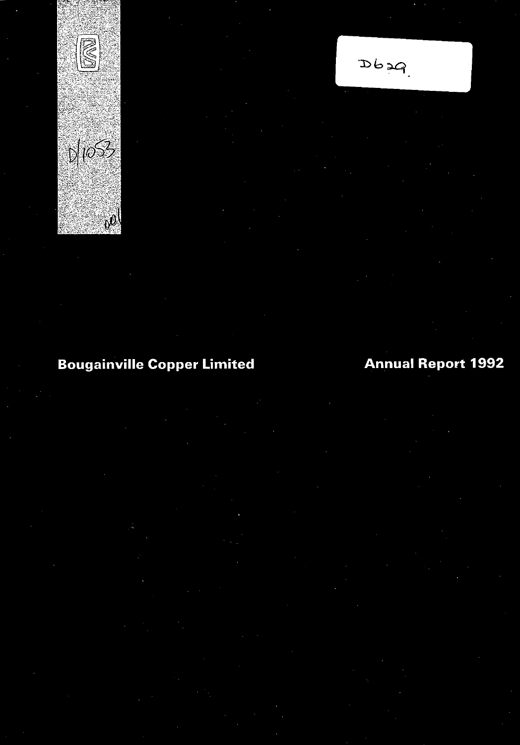D629

D/1053

# Bougainville Copper Limited

# Annual Report 1992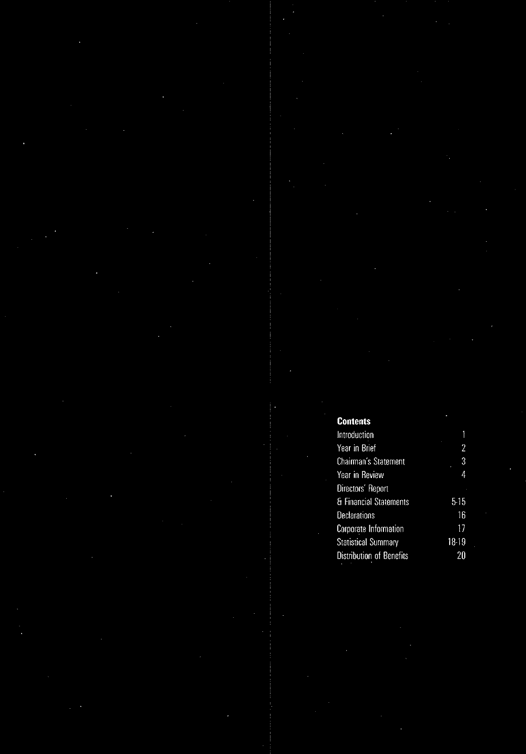## Contents

| | |
|---|---|
| Introduction | 1 |
| Year in Brief | 2 |
| Chairman's Statement | 3 |
| Year in Review | 4 |
| Directors' Report & Financial Statements | 5-15 |
| Declarations | 16 |
| Corporate Information | 17 |
| Statistical Summary | 18-19 |
| Distribution of Benefits | 20 |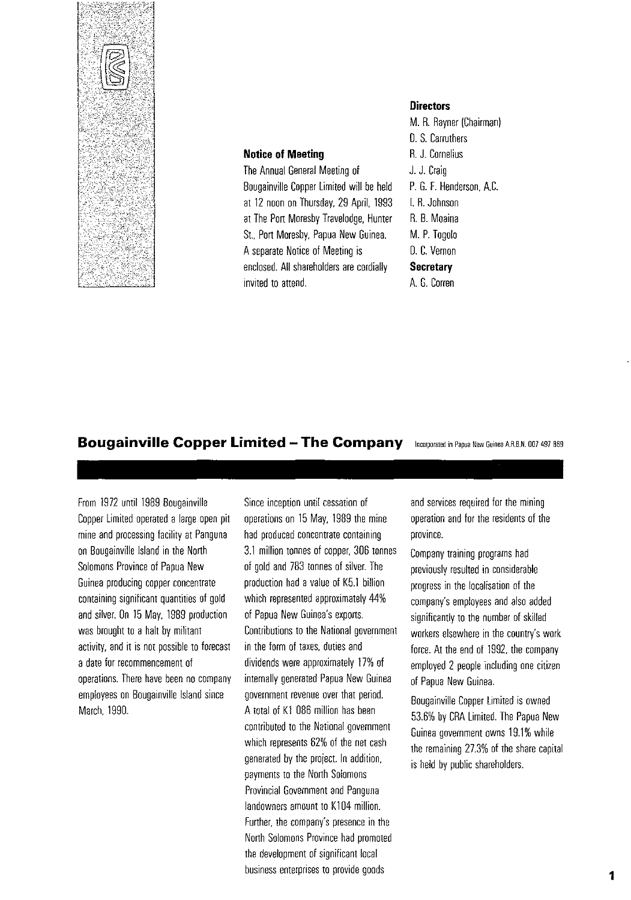**Notice of Meeting**

The Annual General Meeting of Bougainville Copper Limited will be held at 12 noon on Thursday, 29 April, 1993 at The Port Moresby Travelodge, Hunter St., Port Moresby, Papua New Guinea. A separate Notice of Meeting is enclosed. All shareholders are cordially invited to attend.

**Directors**

M. R. Rayner (Chairman)
D. S. Carruthers
R. J. Cornelius
J. J. Craig
P. G. F. Henderson, A.C.
I. R. Johnson
R. B. Moaina
M. P. Togolo
D. C. Vernon

**Secretary**

A. G. Corren

## Bougainville Copper Limited – The Company

Incorporated in Papua New Guinea A.R.B.N. 007 497 869

From 1972 until 1989 Bougainville Copper Limited operated a large open pit mine and processing facility at Panguna on Bougainville Island in the North Solomons Province of Papua New Guinea producing copper concentrate containing significant quantities of gold and silver. On 15 May, 1989 production was brought to a halt by militant activity, and it is not possible to forecast a date for recommencement of operations. There have been no company employees on Bougainville Island since March, 1990.

Since inception until cessation of operations on 15 May, 1989 the mine had produced concentrate containing 3.1 million tonnes of copper, 306 tonnes of gold and 783 tonnes of silver. The production had a value of K5.1 billion which represented approximately 44% of Papua New Guinea's exports. Contributions to the National government in the form of taxes, duties and dividends were approximately 17% of internally generated Papua New Guinea government revenue over that period. A total of K1 086 million has been contributed to the National government which represents 62% of the net cash generated by the project. In addition, payments to the North Solomons Provincial Government and Panguna landowners amount to K104 million. Further, the company's presence in the North Solomons Province had promoted the development of significant local business enterprises to provide goods and services required for the mining operation and for the residents of the province.

Company training programs had previously resulted in considerable progress in the localisation of the company's employees and also added significantly to the number of skilled workers elsewhere in the country's work force. At the end of 1992, the company employed 2 people including one citizen of Papua New Guinea.

Bougainville Copper Limited is owned 53.6% by CRA Limited. The Papua New Guinea government owns 19.1% while the remaining 27.3% of the share capital is held by public shareholders.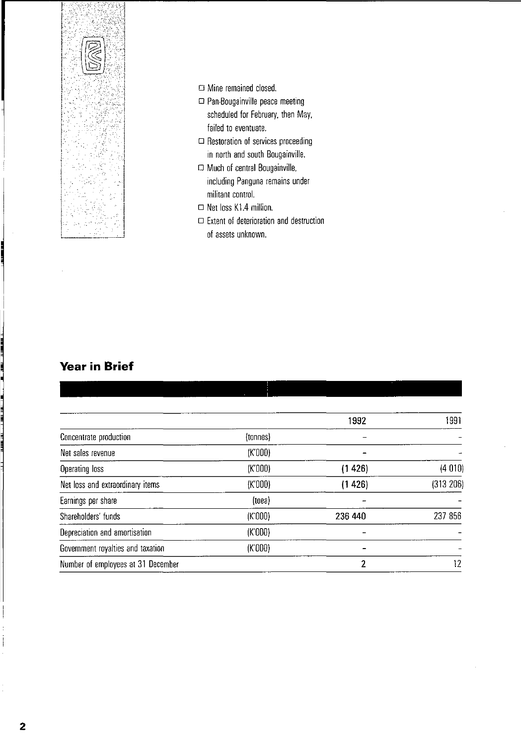- Mine remained closed.
- Pan-Bougainville peace meeting scheduled for February, then May, failed to eventuate.
- Restoration of services proceeding in north and south Bougainville.
- Much of central Bougainville, including Panguna remains under militant control.
- Net loss K1.4 million.
- Extent of deterioration and destruction of assets unknown.

## Year in Brief

| | | 1992 | 1991 |
|---|---|---|---|
| Concentrate production | (tonnes) | – | – |
| Net sales revenue | (K'000) | – | – |
| Operating loss | (K'000) | **(1 426)** | (4 010) |
| Net loss and extraordinary items | (K'000) | **(1 426)** | (313 206) |
| Earnings per share | (toea) | – | – |
| Shareholders' funds | (K'000) | **236 440** | 237 856 |
| Depreciation and amortisation | (K'000) | – | – |
| Government royalties and taxation | (K'000) | – | – |
| Number of employees at 31 December | | **2** | 12 |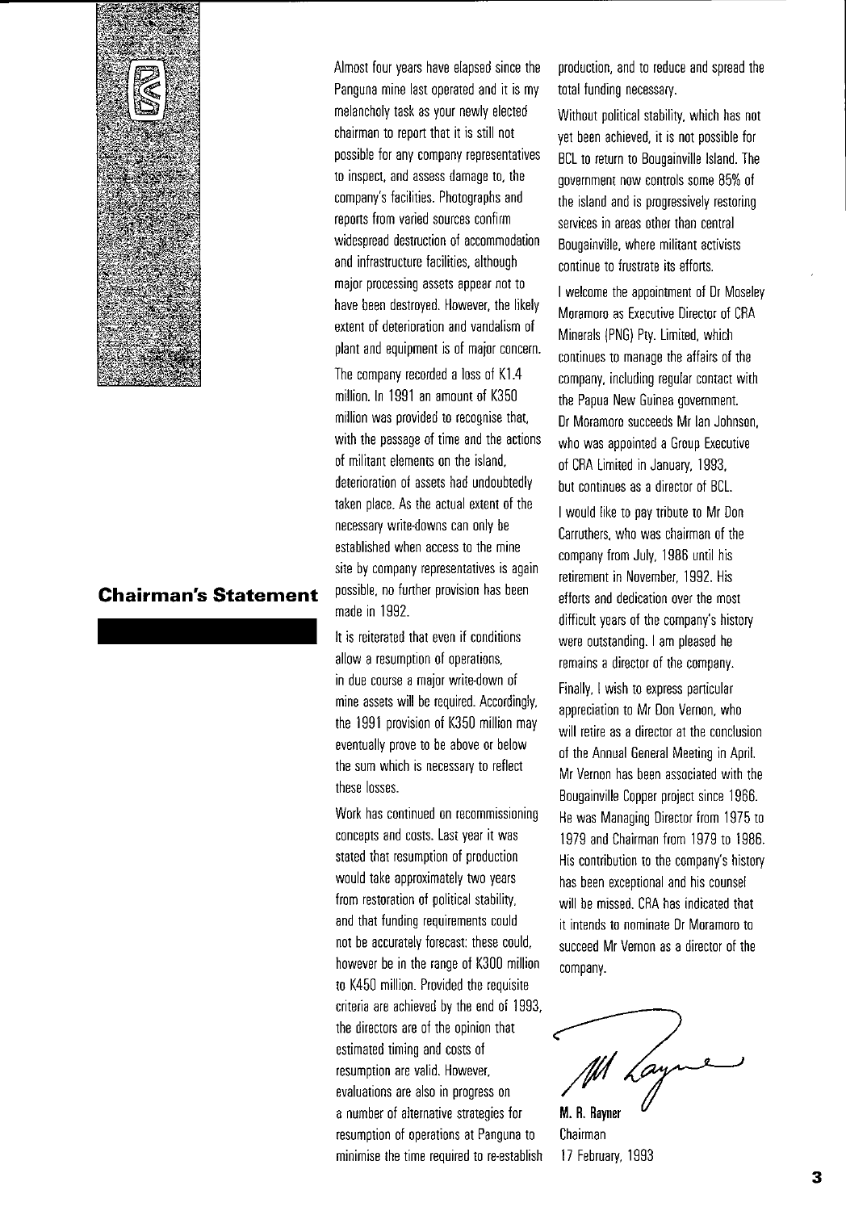## Chairman's Statement

Almost four years have elapsed since the Panguna mine last operated and it is my melancholy task as your newly elected chairman to report that it is still not possible for any company representatives to inspect, and assess damage to, the company's facilities. Photographs and reports from varied sources confirm widespread destruction of accommodation and infrastructure facilities, although major processing assets appear not to have been destroyed. However, the likely extent of deterioration and vandalism of plant and equipment is of major concern.

The company recorded a loss of K1.4 million. In 1991 an amount of K350 million was provided to recognise that, with the passage of time and the actions of militant elements on the island, deterioration of assets had undoubtedly taken place. As the actual extent of the necessary write-downs can only be established when access to the mine site by company representatives is again possible, no further provision has been made in 1992.

It is reiterated that even if conditions allow a resumption of operations, in due course a major write-down of mine assets will be required. Accordingly, the 1991 provision of K350 million may eventually prove to be above or below the sum which is necessary to reflect these losses.

Work has continued on recommissioning concepts and costs. Last year it was stated that resumption of production would take approximately two years from restoration of political stability, and that funding requirements could not be accurately forecast: these could, however be in the range of K300 million to K450 million. Provided the requisite criteria are achieved by the end of 1993, the directors are of the opinion that estimated timing and costs of resumption are valid. However, evaluations are also in progress on a number of alternative strategies for resumption of operations at Panguna to minimise the time required to re-establish production, and to reduce and spread the total funding necessary.

Without political stability, which has not yet been achieved, it is not possible for BCL to return to Bougainville Island. The government now controls some 85% of the island and is progressively restoring services in areas other than central Bougainville, where militant activists continue to frustrate its efforts.

I welcome the appointment of Dr Moseley Moramoro as Executive Director of CRA Minerals (PNG) Pty. Limited, which continues to manage the affairs of the company, including regular contact with the Papua New Guinea government. Dr Moramoro succeeds Mr Ian Johnson, who was appointed a Group Executive of CRA Limited in January, 1993, but continues as a director of BCL.

I would like to pay tribute to Mr Don Carruthers, who was chairman of the company from July, 1986 until his retirement in November, 1992. His efforts and dedication over the most difficult years of the company's history were outstanding. I am pleased he remains a director of the company.

Finally, I wish to express particular appreciation to Mr Don Vernon, who will retire as a director at the conclusion of the Annual General Meeting in April. Mr Vernon has been associated with the Bougainville Copper project since 1966. He was Managing Director from 1975 to 1979 and Chairman from 1979 to 1986. His contribution to the company's history has been exceptional and his counsel will be missed. CRA has indicated that it intends to nominate Dr Moramoro to succeed Mr Vernon as a director of the company.

**M. R. Rayner**
Chairman
17 February, 1993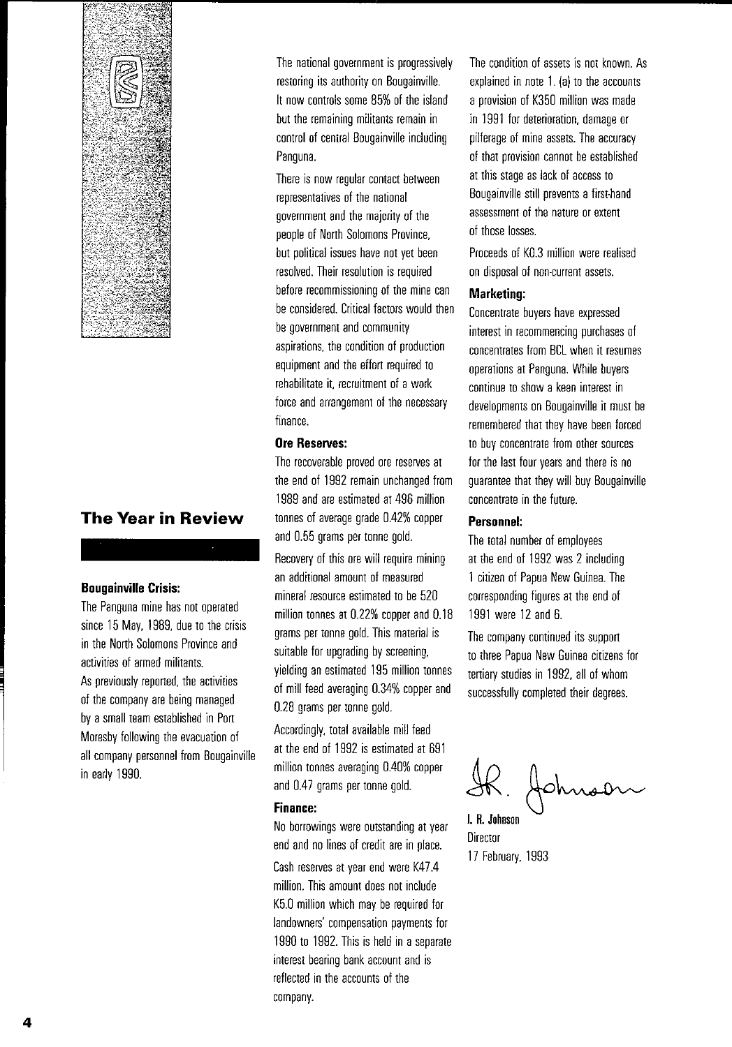## The Year in Review

### Bougainville Crisis:

The Panguna mine has not operated since 15 May, 1989, due to the crisis in the North Solomons Province and activities of armed militants.

As previously reported, the activities of the company are being managed by a small team established in Port Moresby following the evacuation of all company personnel from Bougainville in early 1990.

The national government is progressively restoring its authority on Bougainville. It now controls some 85% of the island but the remaining militants remain in control of central Bougainville including Panguna.

There is now regular contact between representatives of the national government and the majority of the people of North Solomons Province, but political issues have not yet been resolved. Their resolution is required before recommissioning of the mine can be considered. Critical factors would then be government and community aspirations, the condition of production equipment and the effort required to rehabilitate it, recruitment of a work force and arrangement of the necessary finance.

### Ore Reserves:

The recoverable proved ore reserves at the end of 1992 remain unchanged from 1989 and are estimated at 496 million tonnes of average grade 0.42% copper and 0.55 grams per tonne gold.

Recovery of this ore will require mining an additional amount of measured mineral resource estimated to be 520 million tonnes at 0.22% copper and 0.18 grams per tonne gold. This material is suitable for upgrading by screening, yielding an estimated 195 million tonnes of mill feed averaging 0.34% copper and 0.28 grams per tonne gold.

Accordingly, total available mill feed at the end of 1992 is estimated at 691 million tonnes averaging 0.40% copper and 0.47 grams per tonne gold.

### Finance:

No borrowings were outstanding at year end and no lines of credit are in place.

Cash reserves at year end were K47.4 million. This amount does not include K5.0 million which may be required for landowners' compensation payments for 1990 to 1992. This is held in a separate interest bearing bank account and is reflected in the accounts of the company.

The condition of assets is not known. As explained in note 1. (a) to the accounts a provision of K350 million was made in 1991 for deterioration, damage or pilferage of mine assets. The accuracy of that provision cannot be established at this stage as lack of access to Bougainville still prevents a first-hand assessment of the nature or extent of those losses.

Proceeds of K0.3 million were realised on disposal of non-current assets.

### Marketing:

Concentrate buyers have expressed interest in recommencing purchases of concentrates from BCL when it resumes operations at Panguna. While buyers continue to show a keen interest in developments on Bougainville it must be remembered that they have been forced to buy concentrate from other sources for the last four years and there is no guarantee that they will buy Bougainville concentrate in the future.

### Personnel:

The total number of employees at the end of 1992 was 2 including 1 citizen of Papua New Guinea. The corresponding figures at the end of 1991 were 12 and 6.

The company continued its support to three Papua New Guinea citizens for tertiary studies in 1992, all of whom successfully completed their degrees.

I. R. Johnson
Director
17 February, 1993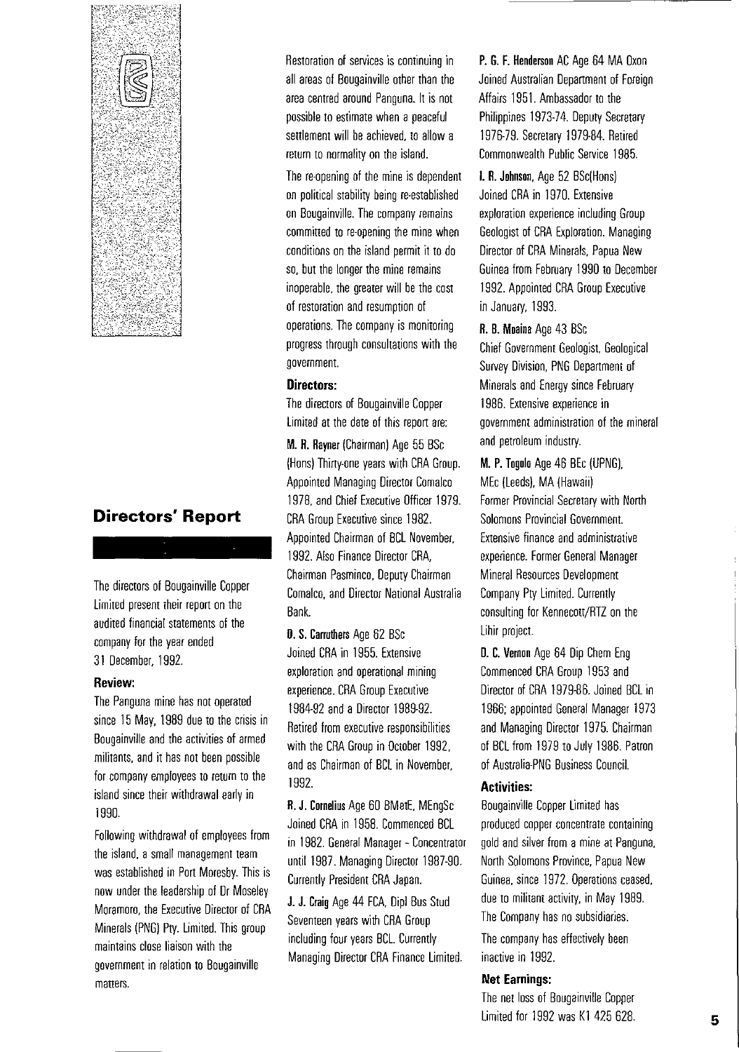## Directors' Report

The directors of Bougainville Copper Limited present their report on the audited financial statements of the company for the year ended 31 December, 1992.

### Review:

The Panguna mine has not operated since 15 May, 1989 due to the crisis in Bougainville and the activities of armed militants, and it has not been possible for company employees to return to the island since their withdrawal early in 1990.

Following withdrawal of employees from the island, a small management team was established in Port Moresby. This is now under the leadership of Dr Moseley Moramoro, the Executive Director of CRA Minerals (PNG) Pty. Limited. This group maintains close liaison with the government in relation to Bougainville matters.

Restoration of services is continuing in all areas of Bougainville other than the area centred around Panguna. It is not possible to estimate when a peaceful settlement will be achieved, to allow a return to normality on the island.

The re-opening of the mine is dependent on political stability being re-established on Bougainville. The company remains committed to re-opening the mine when conditions on the island permit it to do so, but the longer the mine remains inoperable, the greater will be the cost of restoration and resumption of operations. The company is monitoring progress through consultations with the government.

### Directors:

The directors of Bougainville Copper Limited at the date of this report are:

**M. R. Rayner** (Chairman) Age 55 BSc (Hons) Thirty-one years with CRA Group. Appointed Managing Director Comalco 1978, and Chief Executive Officer 1979. CRA Group Executive since 1982. Appointed Chairman of BCL November, 1992. Also Finance Director CRA, Chairman Pasminco, Deputy Chairman Comalco, and Director National Australia Bank.

**D. S. Carruthers** Age 62 BSc Joined CRA in 1955. Extensive exploration and operational mining experience. CRA Group Executive 1984-92 and a Director 1989-92. Retired from executive responsibilities with the CRA Group in October 1992, and as Chairman of BCL in November, 1992.

**R. J. Cornelius** Age 60 BMetE, MEngSc Joined CRA in 1958. Commenced BCL in 1982. General Manager - Concentrator until 1987. Managing Director 1987-90. Currently President CRA Japan.

**J. J. Craig** Age 44 FCA, Dipl Bus Stud Seventeen years with CRA Group including four years BCL. Currently Managing Director CRA Finance Limited.

**P. G. F. Henderson** AC Age 64 MA Oxon Joined Australian Department of Foreign Affairs 1951. Ambassador to the Philippines 1973-74. Deputy Secretary 1976-79. Secretary 1979-84. Retired Commonwealth Public Service 1985.

**I. R. Johnson**, Age 52 BSc(Hons) Joined CRA in 1970. Extensive exploration experience including Group Geologist of CRA Exploration. Managing Director of CRA Minerals, Papua New Guinea from February 1990 to December 1992. Appointed CRA Group Executive in January, 1993.

**R. B. Moaina** Age 43 BSc Chief Government Geologist, Geological Survey Division, PNG Department of Minerals and Energy since February 1986. Extensive experience in government administration of the mineral and petroleum industry.

**M. P. Togolo** Age 46 BEc (UPNG), MEc (Leeds), MA (Hawaii) Former Provincial Secretary with North Solomons Provincial Government. Extensive finance and administrative experience. Former General Manager Mineral Resources Development Company Pty Limited. Currently consulting for Kennecott/RTZ on the Lihir project.

**D. C. Vernon** Age 64 Dip Chem Eng Commenced CRA Group 1953 and Director of CRA 1979-86. Joined BCL in 1966; appointed General Manager 1973 and Managing Director 1975. Chairman of BCL from 1979 to July 1986. Patron of Australia-PNG Business Council.

### Activities:

Bougainville Copper Limited has produced copper concentrate containing gold and silver from a mine at Panguna, North Solomons Province, Papua New Guinea, since 1972. Operations ceased, due to militant activity, in May 1989. The Company has no subsidiaries.

The company has effectively been inactive in 1992.

### Net Earnings:

The net loss of Bougainville Copper Limited for 1992 was K1 425 628.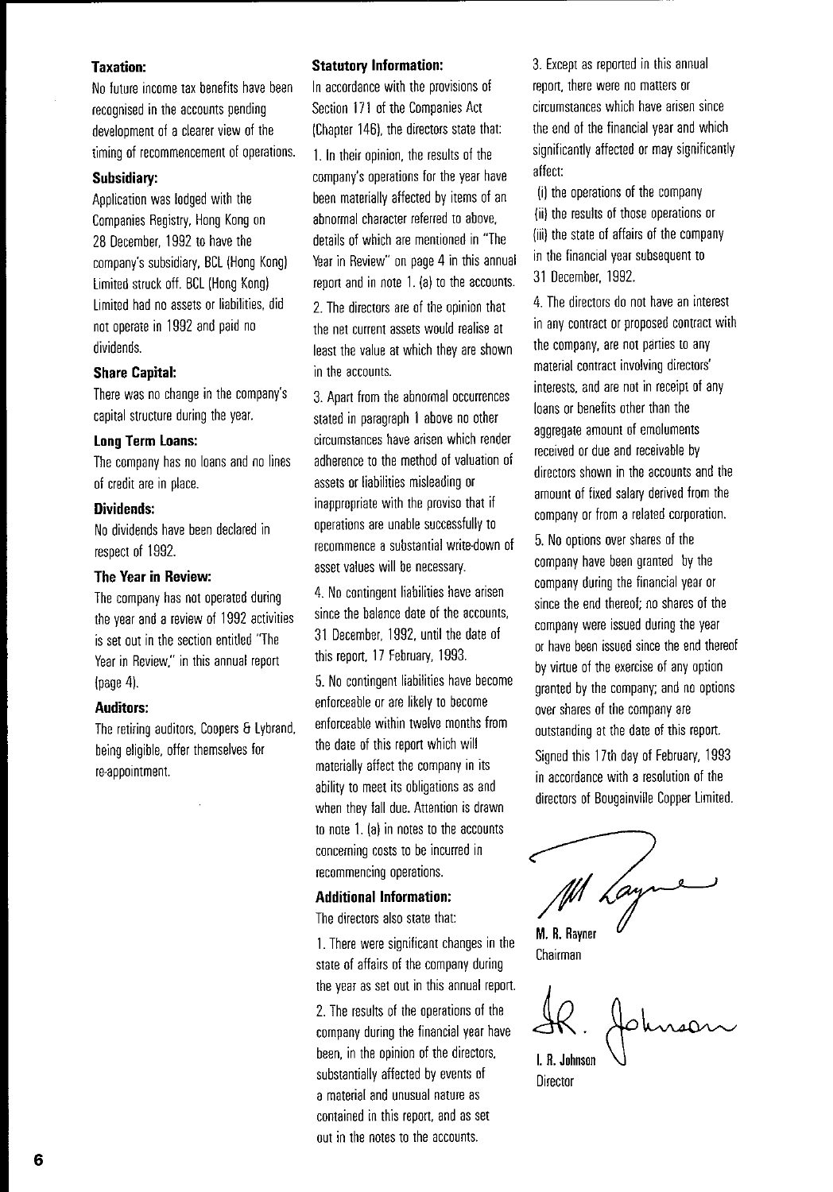### Taxation:

No future income tax benefits have been recognised in the accounts pending development of a clearer view of the timing of recommencement of operations.

### Subsidiary:

Application was lodged with the Companies Registry, Hong Kong on 28 December, 1992 to have the company's subsidiary, BCL (Hong Kong) Limited struck off. BCL (Hong Kong) Limited had no assets or liabilities, did not operate in 1992 and paid no dividends.

### Share Capital:

There was no change in the company's capital structure during the year.

### Long Term Loans:

The company has no loans and no lines of credit are in place.

### Dividends:

No dividends have been declared in respect of 1992.

### The Year in Review:

The company has not operated during the year and a review of 1992 activities is set out in the section entitled "The Year in Review," in this annual report (page 4).

### Auditors:

The retiring auditors, Coopers & Lybrand, being eligible, offer themselves for re-appointment.

### Statutory Information:

In accordance with the provisions of Section 171 of the Companies Act (Chapter 146), the directors state that:

1. In their opinion, the results of the company's operations for the year have been materially affected by items of an abnormal character referred to above, details of which are mentioned in "The Year in Review" on page 4 in this annual report and in note 1. (a) to the accounts.

2. The directors are of the opinion that the net current assets would realise at least the value at which they are shown in the accounts.

3. Apart from the abnormal occurrences stated in paragraph 1 above no other circumstances have arisen which render adherence to the method of valuation of assets or liabilities misleading or inappropriate with the proviso that if operations are unable successfully to recommence a substantial write-down of asset values will be necessary.

4. No contingent liabilities have arisen since the balance date of the accounts, 31 December, 1992, until the date of this report, 17 February, 1993.

5. No contingent liabilities have become enforceable or are likely to become enforceable within twelve months from the date of this report which will materially affect the company in its ability to meet its obligations as and when they fall due. Attention is drawn to note 1. (a) in notes to the accounts concerning costs to be incurred in recommencing operations.

### Additional Information:

The directors also state that:

1. There were significant changes in the state of affairs of the company during the year as set out in this annual report.

2. The results of the operations of the company during the financial year have been, in the opinion of the directors, substantially affected by events of a material and unusual nature as contained in this report, and as set out in the notes to the accounts.

3. Except as reported in this annual report, there were no matters or circumstances which have arisen since the end of the financial year and which significantly affected or may significantly affect:

(i) the operations of the company
(ii) the results of those operations or
(iii) the state of affairs of the company in the financial year subsequent to 31 December, 1992.

4. The directors do not have an interest in any contract or proposed contract with the company, are not parties to any material contract involving directors' interests, and are not in receipt of any loans or benefits other than the aggregate amount of emoluments received or due and receivable by directors shown in the accounts and the amount of fixed salary derived from the company or from a related corporation.

5. No options over shares of the company have been granted by the company during the financial year or since the end thereof; no shares of the company were issued during the year or have been issued since the end thereof by virtue of the exercise of any option granted by the company; and no options over shares of the company are outstanding at the date of this report.

Signed this 17th day of February, 1993 in accordance with a resolution of the directors of Bougainville Copper Limited.

**M. R. Rayner**
Chairman

**I. R. Johnson**
Director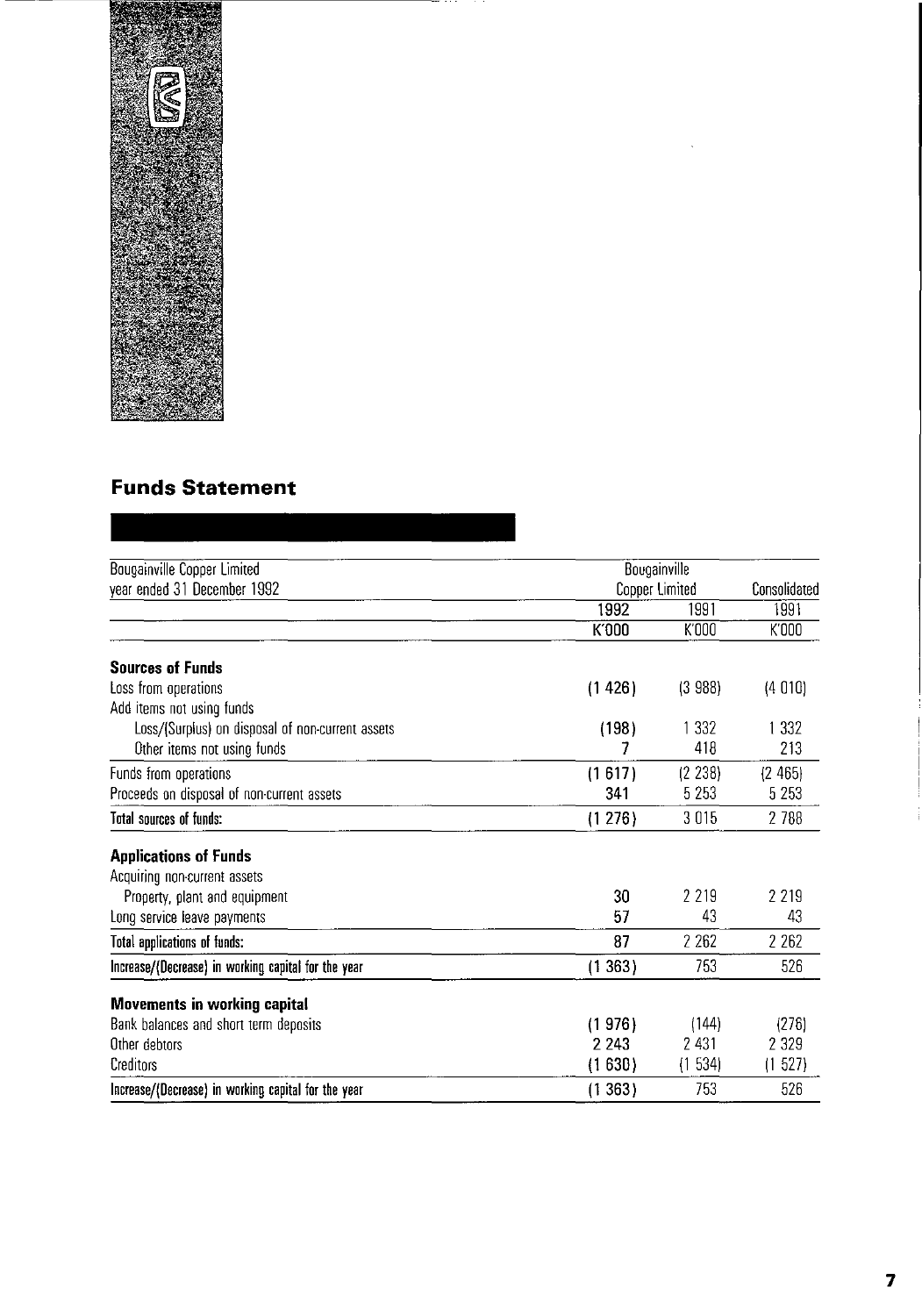## Funds Statement

| Bougainville Copper Limited year ended 31 December 1992 | Bougainville Copper Limited | | Consolidated |
|---|---|---|---|
| | 1992 | 1991 | 1991 |
| | K'000 | K'000 | K'000 |
| **Sources of Funds** | | | |
| Loss from operations | (1 426) | (3 988) | (4 010) |
| Add items not using funds | | | |
| Loss/(Surplus) on disposal of non-current assets | (198) | 1 332 | 1 332 |
| Other items not using funds | 7 | 418 | 213 |
| Funds from operations | (1 617) | (2 238) | (2 465) |
| Proceeds on disposal of non-current assets | 341 | 5 253 | 5 253 |
| Total sources of funds: | (1 276) | 3 015 | 2 788 |
| **Applications of Funds** | | | |
| Acquiring non-current assets | | | |
| Property, plant and equipment | 30 | 2 219 | 2 219 |
| Long service leave payments | 57 | 43 | 43 |
| Total applications of funds: | 87 | 2 262 | 2 262 |
| Increase/(Decrease) in working capital for the year | (1 363) | 753 | 526 |
| **Movements in working capital** | | | |
| Bank balances and short term deposits | (1 976) | (144) | (276) |
| Other debtors | 2 243 | 2 431 | 2 329 |
| Creditors | (1 630) | (1 534) | (1 527) |
| Increase/(Decrease) in working capital for the year | (1 363) | 753 | 526 |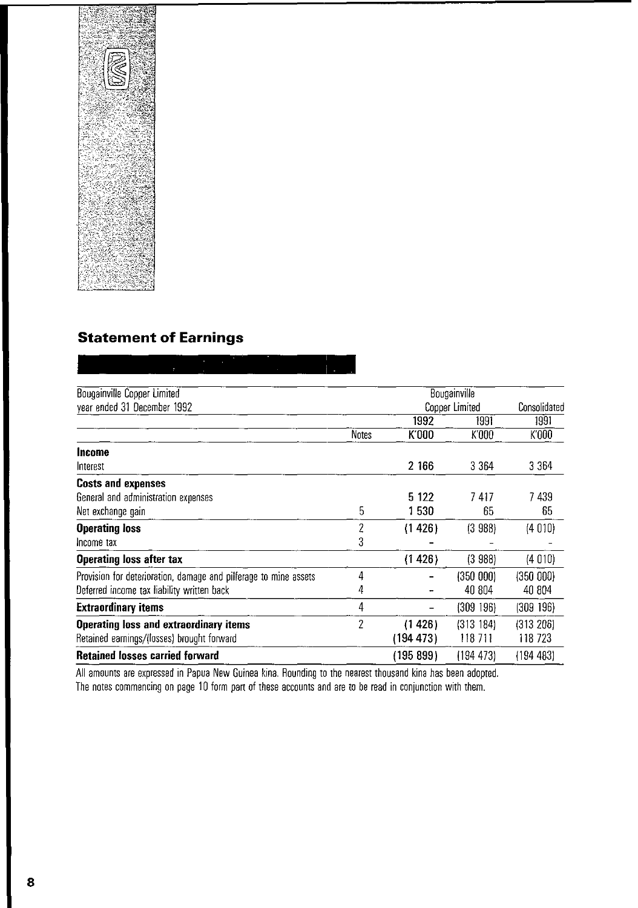## Statement of Earnings

| Bougainville Copper Limited<br>year ended 31 December 1992 | | Bougainville Copper Limited | | Consolidated |
|---|---|---|---|---|
| | | 1992 | 1991 | 1991 |
| | Notes | K'000 | K'000 | K'000 |
| **Income** | | | | |
| Interest | | **2 166** | 3 364 | 3 364 |
| **Costs and expenses** | | | | |
| General and administration expenses | | **5 122** | 7 417 | 7 439 |
| Net exchange gain | 5 | **1 530** | 65 | 65 |
| **Operating loss** | 2 | **(1 426)** | (3 988) | (4 010) |
| Income tax | 3 | **-** | - | - |
| **Operating loss after tax** | | **(1 426)** | (3 988) | (4 010) |
| Provision for deterioration, damage and pilferage to mine assets | 4 | **-** | (350 000) | (350 000) |
| Deferred income tax liability written back | 4 | **-** | 40 804 | 40 804 |
| **Extraordinary items** | 4 | **-** | (309 196) | (309 196) |
| **Operating loss and extraordinary items** | 2 | **(1 426)** | (313 184) | (313 206) |
| Retained earnings/(losses) brought forward | | **(194 473)** | 118 711 | 118 723 |
| **Retained losses carried forward** | | **(195 899)** | (194 473) | (194 483) |

All amounts are expressed in Papua New Guinea kina. Rounding to the nearest thousand kina has been adopted.
The notes commencing on page 10 form part of these accounts and are to be read in conjunction with them.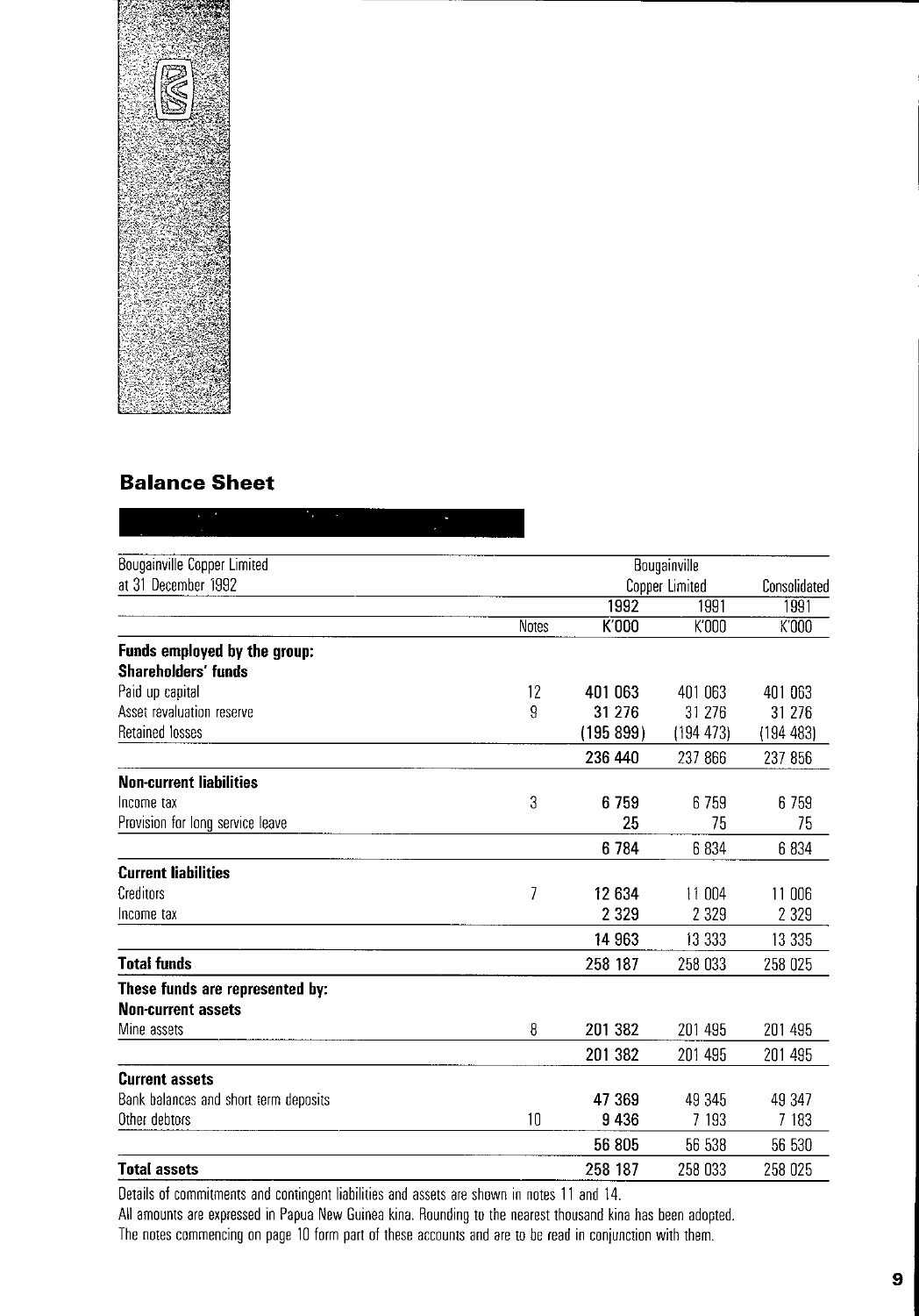## Balance Sheet

| Bougainville Copper Limited at 31 December 1992 | | Bougainville Copper Limited | | Consolidated |
|---|---|---|---|---|
| | | 1992 | 1991 | 1991 |
| | Notes | K'000 | K'000 | K'000 |
| **Funds employed by the group:** | | | | |
| **Shareholders' funds** | | | | |
| Paid up capital | 12 | 401 063 | 401 063 | 401 063 |
| Asset revaluation reserve | 9 | 31 276 | 31 276 | 31 276 |
| Retained losses | | (195 899) | (194 473) | (194 483) |
| | | 236 440 | 237 866 | 237 856 |
| **Non-current liabilities** | | | | |
| Income tax | 3 | 6 759 | 6 759 | 6 759 |
| Provision for long service leave | | 25 | 75 | 75 |
| | | 6 784 | 6 834 | 6 834 |
| **Current liabilities** | | | | |
| Creditors | 7 | 12 634 | 11 004 | 11 006 |
| Income tax | | 2 329 | 2 329 | 2 329 |
| | | 14 963 | 13 333 | 13 335 |
| **Total funds** | | 258 187 | 258 033 | 258 025 |
| **These funds are represented by:** | | | | |
| **Non-current assets** | | | | |
| Mine assets | 8 | 201 382 | 201 495 | 201 495 |
| | | 201 382 | 201 495 | 201 495 |
| **Current assets** | | | | |
| Bank balances and short term deposits | | 47 369 | 49 345 | 49 347 |
| Other debtors | 10 | 9 436 | 7 193 | 7 183 |
| | | 56 805 | 56 538 | 56 530 |
| **Total assets** | | 258 187 | 258 033 | 258 025 |

Details of commitments and contingent liabilities and assets are shown in notes 11 and 14.

All amounts are expressed in Papua New Guinea kina. Rounding to the nearest thousand kina has been adopted.

The notes commencing on page 10 form part of these accounts and are to be read in conjunction with them.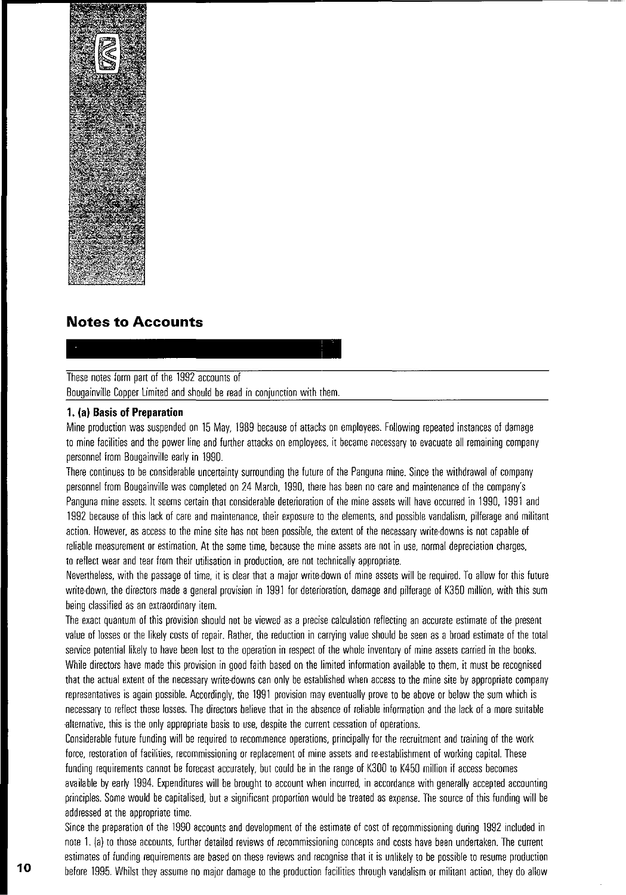## Notes to Accounts

These notes form part of the 1992 accounts of
Bougainville Copper Limited and should be read in conjunction with them.

### 1. (a) Basis of Preparation

Mine production was suspended on 15 May, 1989 because of attacks on employees. Following repeated instances of damage to mine facilities and the power line and further attacks on employees, it became necessary to evacuate all remaining company personnel from Bougainville early in 1990.

There continues to be considerable uncertainty surrounding the future of the Panguna mine. Since the withdrawal of company personnel from Bougainville was completed on 24 March, 1990, there has been no care and maintenance of the company's Panguna mine assets. It seems certain that considerable deterioration of the mine assets will have occurred in 1990, 1991 and 1992 because of this lack of care and maintenance, their exposure to the elements, and possible vandalism, pilferage and militant action. However, as access to the mine site has not been possible, the extent of the necessary write-downs is not capable of reliable measurement or estimation. At the same time, because the mine assets are not in use, normal depreciation charges, to reflect wear and tear from their utilisation in production, are not technically appropriate.

Nevertheless, with the passage of time, it is clear that a major write-down of mine assets will be required. To allow for this future write-down, the directors made a general provision in 1991 for deterioration, damage and pilferage of K350 million, with this sum being classified as an extraordinary item.

The exact quantum of this provision should not be viewed as a precise calculation reflecting an accurate estimate of the present value of losses or the likely costs of repair. Rather, the reduction in carrying value should be seen as a broad estimate of the total service potential likely to have been lost to the operation in respect of the whole inventory of mine assets carried in the books. While directors have made this provision in good faith based on the limited information available to them, it must be recognised that the actual extent of the necessary write-downs can only be established when access to the mine site by appropriate company representatives is again possible. Accordingly, the 1991 provision may eventually prove to be above or below the sum which is necessary to reflect these losses. The directors believe that in the absence of reliable information and the lack of a more suitable alternative, this is the only appropriate basis to use, despite the current cessation of operations.

Considerable future funding will be required to recommence operations, principally for the recruitment and training of the work force, restoration of facilities, recommissioning or replacement of mine assets and re-establishment of working capital. These funding requirements cannot be forecast accurately, but could be in the range of K300 to K450 million if access becomes available by early 1994. Expenditures will be brought to account when incurred, in accordance with generally accepted accounting principles. Some would be capitalised, but a significant proportion would be treated as expense. The source of this funding will be addressed at the appropriate time.

Since the preparation of the 1990 accounts and development of the estimate of cost of recommissioning during 1992 included in note 1. (a) to those accounts, further detailed reviews of recommissioning concepts and costs have been undertaken. The current estimates of funding requirements are based on these reviews and recognise that it is unlikely to be possible to resume production before 1995. Whilst they assume no major damage to the production facilities through vandalism or militant action, they do allow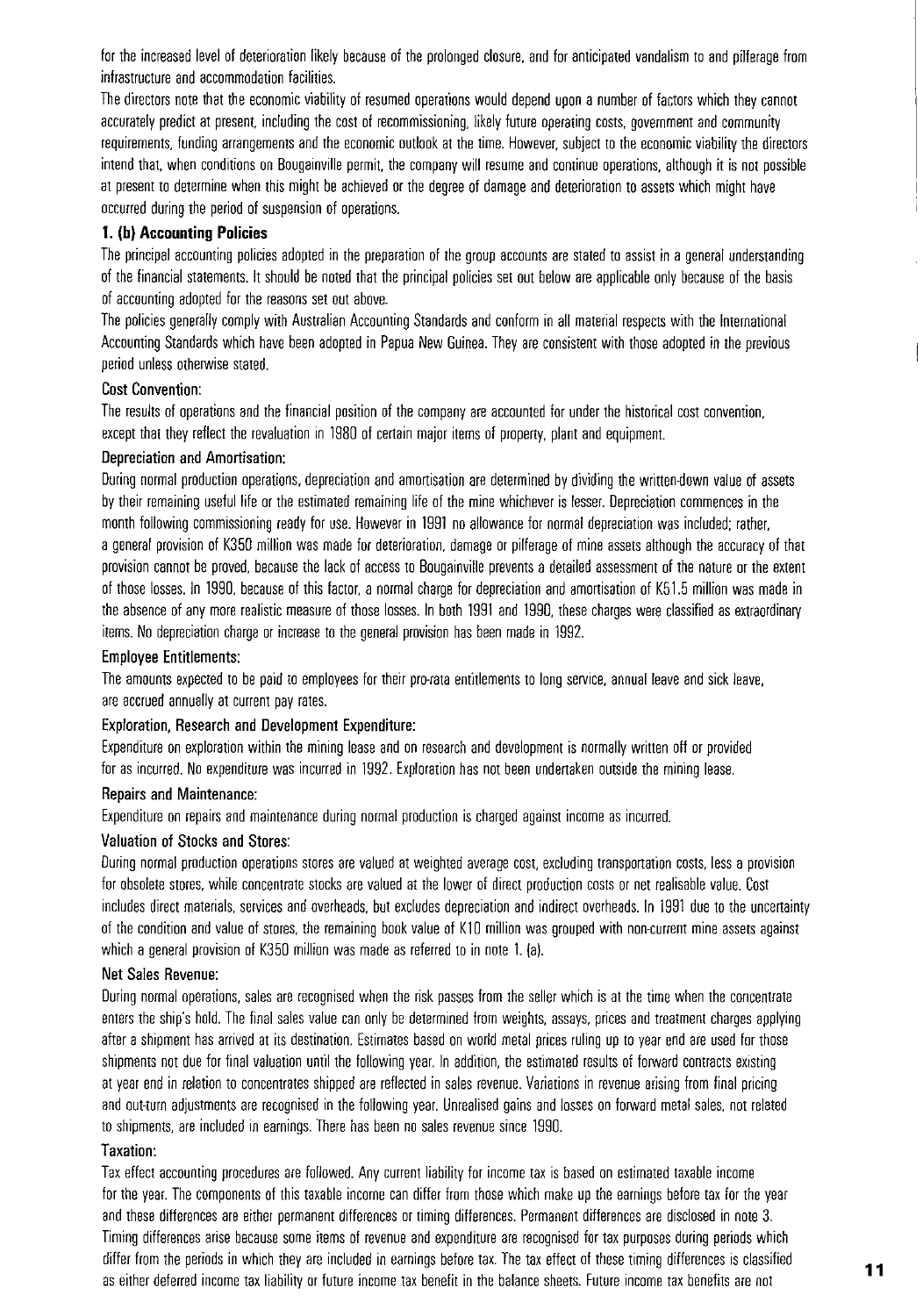for the increased level of deterioration likely because of the prolonged closure, and for anticipated vandalism to and pilferage from infrastructure and accommodation facilities.

The directors note that the economic viability of resumed operations would depend upon a number of factors which they cannot accurately predict at present, including the cost of recommissioning, likely future operating costs, government and community requirements, funding arrangements and the economic outlook at the time. However, subject to the economic viability the directors intend that, when conditions on Bougainville permit, the company will resume and continue operations, although it is not possible at present to determine when this might be achieved or the degree of damage and deterioration to assets which might have occurred during the period of suspension of operations.

### 1. (b) Accounting Policies

The principal accounting policies adopted in the preparation of the group accounts are stated to assist in a general understanding of the financial statements. It should be noted that the principal policies set out below are applicable only because of the basis of accounting adopted for the reasons set out above.

The policies generally comply with Australian Accounting Standards and conform in all material respects with the International Accounting Standards which have been adopted in Papua New Guinea. They are consistent with those adopted in the previous period unless otherwise stated.

#### Cost Convention:

The results of operations and the financial position of the company are accounted for under the historical cost convention, except that they reflect the revaluation in 1980 of certain major items of property, plant and equipment.

#### Depreciation and Amortisation:

During normal production operations, depreciation and amortisation are determined by dividing the written-down value of assets by their remaining useful life or the estimated remaining life of the mine whichever is lesser. Depreciation commences in the month following commissioning ready for use. However in 1991 no allowance for normal depreciation was included; rather, a general provision of K350 million was made for deterioration, damage or pilferage of mine assets although the accuracy of that provision cannot be proved, because the lack of access to Bougainville prevents a detailed assessment of the nature or the extent of those losses. In 1990, because of this factor, a normal charge for depreciation and amortisation of K51.5 million was made in the absence of any more realistic measure of those losses. In both 1991 and 1990, these charges were classified as extraordinary items. No depreciation charge or increase to the general provision has been made in 1992.

#### Employee Entitlements:

The amounts expected to be paid to employees for their pro-rata entitlements to long service, annual leave and sick leave, are accrued annually at current pay rates.

#### Exploration, Research and Development Expenditure:

Expenditure on exploration within the mining lease and on research and development is normally written off or provided for as incurred. No expenditure was incurred in 1992. Exploration has not been undertaken outside the mining lease.

#### Repairs and Maintenance:

Expenditure on repairs and maintenance during normal production is charged against income as incurred.

#### Valuation of Stocks and Stores:

During normal production operations stores are valued at weighted average cost, excluding transportation costs, less a provision for obsolete stores, while concentrate stocks are valued at the lower of direct production costs or net realisable value. Cost includes direct materials, services and overheads, but excludes depreciation and indirect overheads. In 1991 due to the uncertainty of the condition and value of stores, the remaining book value of K10 million was grouped with non-current mine assets against which a general provision of K350 million was made as referred to in note 1. (a).

#### Net Sales Revenue:

During normal operations, sales are recognised when the risk passes from the seller which is at the time when the concentrate enters the ship's hold. The final sales value can only be determined from weights, assays, prices and treatment charges applying after a shipment has arrived at its destination. Estimates based on world metal prices ruling up to year end are used for those shipments not due for final valuation until the following year. In addition, the estimated results of forward contracts existing at year end in relation to concentrates shipped are reflected in sales revenue. Variations in revenue arising from final pricing and out-turn adjustments are recognised in the following year. Unrealised gains and losses on forward metal sales, not related to shipments, are included in earnings. There has been no sales revenue since 1990.

#### Taxation:

Tax effect accounting procedures are followed. Any current liability for income tax is based on estimated taxable income for the year. The components of this taxable income can differ from those which make up the earnings before tax for the year and these differences are either permanent differences or timing differences. Permanent differences are disclosed in note 3. Timing differences arise because some items of revenue and expenditure are recognised for tax purposes during periods which differ from the periods in which they are included in earnings before tax. The tax effect of these timing differences is classified as either deferred income tax liability or future income tax benefit in the balance sheets. Future income tax benefits are not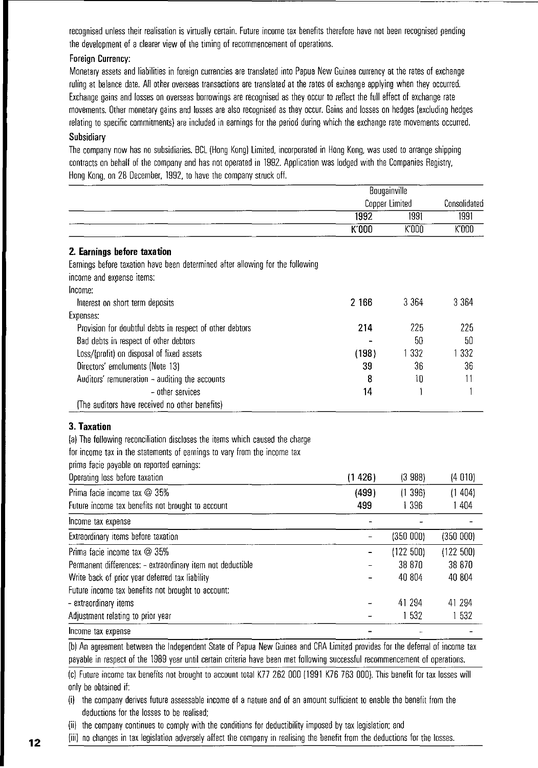recognised unless their realisation is virtually certain. Future income tax benefits therefore have not been recognised pending the development of a clearer view of the timing of recommencement of operations.

**Foreign Currency:**

Monetary assets and liabilities in foreign currencies are translated into Papua New Guinea currency at the rates of exchange ruling at balance date. All other overseas transactions are translated at the rates of exchange applying when they occurred. Exchange gains and losses on overseas borrowings are recognised as they occur to reflect the full effect of exchange rate movements. Other monetary gains and losses are also recognised as they occur. Gains and losses on hedges (excluding hedges relating to specific commitments) are included in earnings for the period during which the exchange rate movements occurred.

**Subsidiary**

The company now has no subsidiaries. BCL (Hong Kong) Limited, incorporated in Hong Kong, was used to arrange shipping contracts on behalf of the company and has not operated in 1992. Application was lodged with the Companies Registry, Hong Kong, on 28 December, 1992, to have the company struck off.

| | Bougainville Copper Limited | | Consolidated |
|---|---|---|---|
| | **1992** | 1991 | 1991 |
| | **K'000** | K'000 | K'000 |
| **2. Earnings before taxation** | | | |
| Earnings before taxation have been determined after allowing for the following income and expense items: | | | |
| Income: | | | |
| Interest on short term deposits | **2 166** | 3 364 | 3 364 |
| Expenses: | | | |
| Provision for doubtful debts in respect of other debtors | **214** | 225 | 225 |
| Bad debts in respect of other debtors | **-** | 50 | 50 |
| Loss/(profit) on disposal of fixed assets | **(198)** | 1 332 | 1 332 |
| Directors' emoluments (Note 13) | **39** | 36 | 36 |
| Auditors' remuneration - auditing the accounts | **8** | 10 | 11 |
| - other services | **14** | 1 | 1 |
| (The auditors have received no other benefits) | | | |
| **3. Taxation** | | | |
| (a) The following reconciliation discloses the items which caused the charge for income tax in the statements of earnings to vary from the income tax prima facie payable on reported earnings: | | | |
| Operating loss before taxation | **(1 426)** | (3 988) | (4 010) |
| Prima facie income tax @ 35% | **(499)** | (1 396) | (1 404) |
| Future income tax benefits not brought to account | **499** | 1 396 | 1 404 |
| Income tax expense | **-** | - | - |
| Extraordinary items before taxation | **-** | (350 000) | (350 000) |
| Prima facie income tax @ 35% | **-** | (122 500) | (122 500) |
| Permanent differences: - extraordinary item not deductible | **-** | 38 870 | 38 870 |
| Write back of prior year deferred tax liability | **-** | 40 804 | 40 804 |
| Future income tax benefits not brought to account: | | | |
| - extraordinary items | **-** | 41 294 | 41 294 |
| Adjustment relating to prior year | **-** | 1 532 | 1 532 |
| Income tax expense | **-** | - | - |

(b) An agreement between the Independent State of Papua New Guinea and CRA Limited provides for the deferral of income tax payable in respect of the 1989 year until certain criteria have been met following successful recommencement of operations.

(c) Future income tax benefits not brought to account total K77 262 000 (1991 K76 763 000). This benefit for tax losses will only be obtained if:

(i) the company derives future assessable income of a nature and of an amount sufficient to enable the benefit from the deductions for the losses to be realised;

(ii) the company continues to comply with the conditions for deductibility imposed by tax legislation; and

(iii) no changes in tax legislation adversely affect the company in realising the benefit from the deductions for the losses.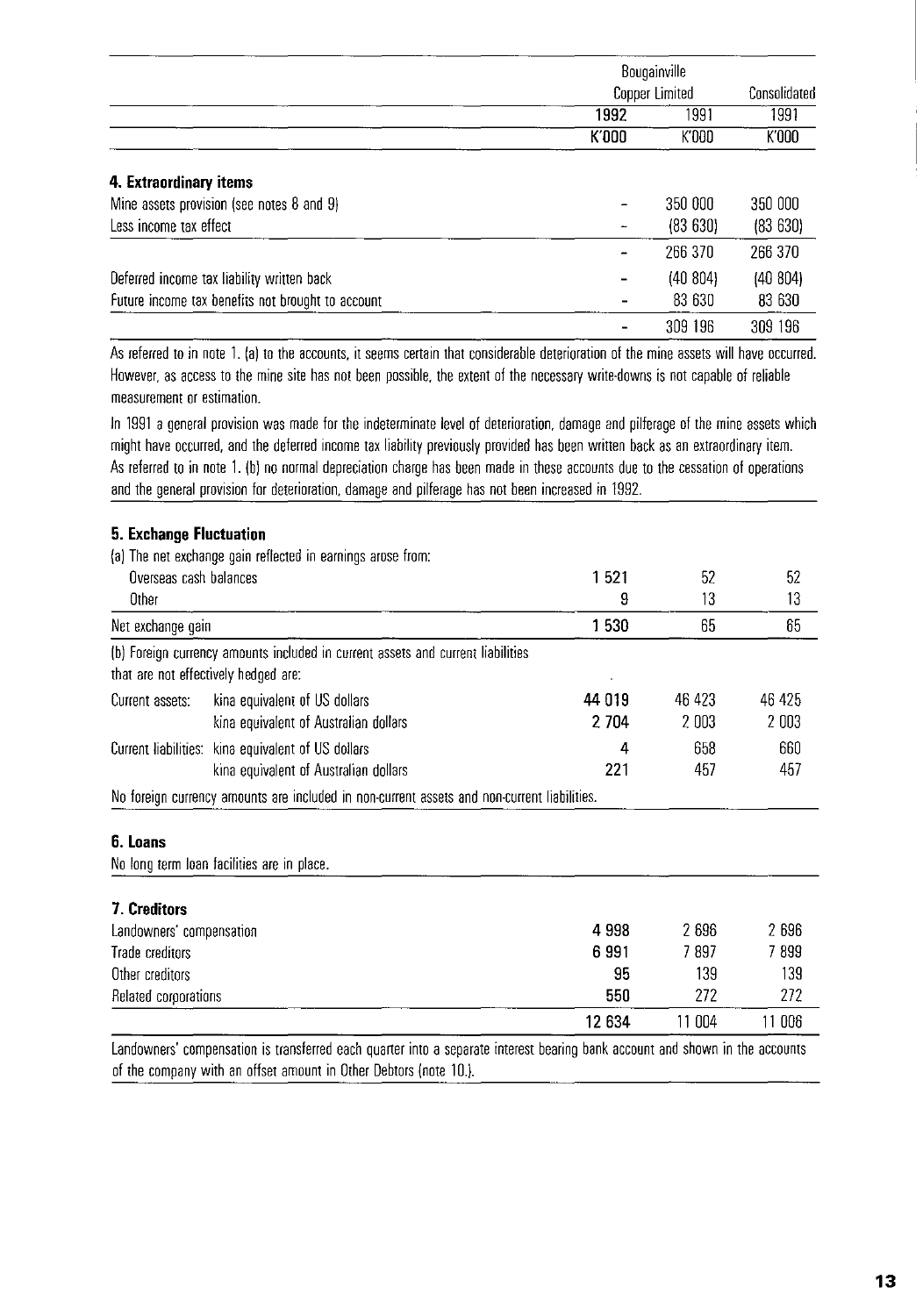| | Bougainville Copper Limited | | Consolidated |
|---|---|---|---|
| | 1992 | 1991 | 1991 |
| | K'000 | K'000 | K'000 |
| **4. Extraordinary items** | | | |
| Mine assets provision (see notes 8 and 9) | – | 350 000 | 350 000 |
| Less income tax effect | – | (83 630) | (83 630) |
| | – | 266 370 | 266 370 |
| Deferred income tax liability written back | – | (40 804) | (40 804) |
| Future income tax benefits not brought to account | – | 83 630 | 83 630 |
| | – | 309 196 | 309 196 |

As referred to in note 1. (a) to the accounts, it seems certain that considerable deterioration of the mine assets will have occurred. However, as access to the mine site has not been possible, the extent of the necessary write-downs is not capable of reliable measurement or estimation.

In 1991 a general provision was made for the indeterminate level of deterioration, damage and pilferage of the mine assets which might have occurred, and the deferred income tax liability previously provided has been written back as an extraordinary item. As referred to in note 1. (b) no normal depreciation charge has been made in these accounts due to the cessation of operations and the general provision for deterioration, damage and pilferage has not been increased in 1992.

| | 1992 | 1991 | 1991 |
|---|---|---|---|
| **5. Exchange Fluctuation** | | | |
| (a) The net exchange gain reflected in earnings arose from: | | | |
| Overseas cash balances | 1 521 | 52 | 52 |
| Other | 9 | 13 | 13 |
| Net exchange gain | 1 530 | 65 | 65 |
| (b) Foreign currency amounts included in current assets and current liabilities that are not effectively hedged are: | | | |
| Current assets: kina equivalent of US dollars | 44 019 | 46 423 | 46 425 |
| kina equivalent of Australian dollars | 2 704 | 2 003 | 2 003 |
| Current liabilities: kina equivalent of US dollars | 4 | 658 | 660 |
| kina equivalent of Australian dollars | 221 | 457 | 457 |

No foreign currency amounts are included in non-current assets and non-current liabilities.

**6. Loans**

No long term loan facilities are in place.

| | 1992 | 1991 | 1991 |
|---|---|---|---|
| **7. Creditors** | | | |
| Landowners' compensation | 4 998 | 2 696 | 2 696 |
| Trade creditors | 6 991 | 7 897 | 7 899 |
| Other creditors | 95 | 139 | 139 |
| Related corporations | 550 | 272 | 272 |
| | 12 634 | 11 004 | 11 006 |

Landowners' compensation is transferred each quarter into a separate interest bearing bank account and shown in the accounts of the company with an offset amount in Other Debtors (note 10.).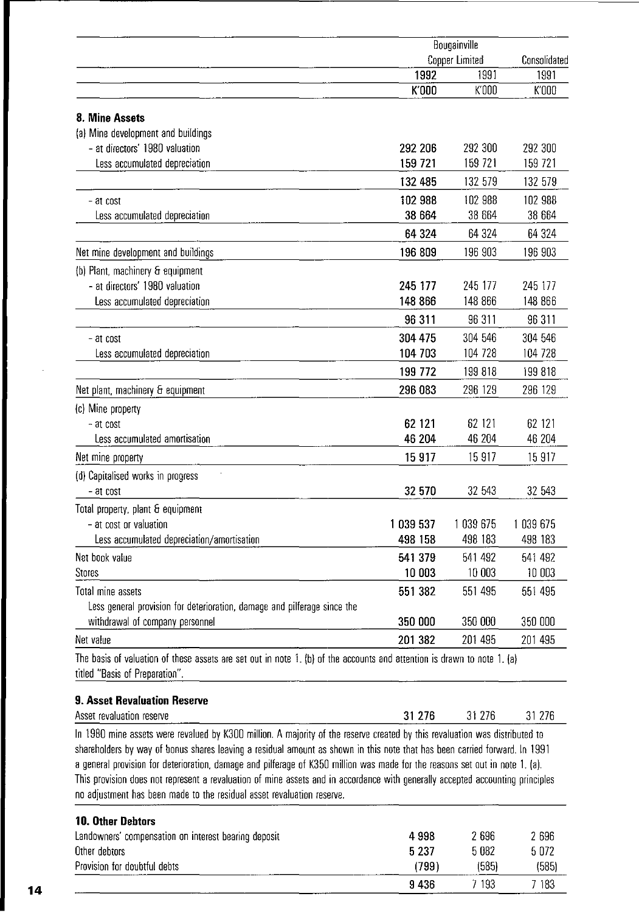| | Bougainville Copper Limited | | Consolidated |
|---|---|---|---|
| | 1992 | 1991 | 1991 |
| | K'000 | K'000 | K'000 |
| **8. Mine Assets** | | | |
| (a) Mine development and buildings | | | |
| - at directors' 1980 valuation | 292 206 | 292 300 | 292 300 |
| Less accumulated depreciation | 159 721 | 159 721 | 159 721 |
| | 132 485 | 132 579 | 132 579 |
| - at cost | 102 988 | 102 988 | 102 988 |
| Less accumulated depreciation | 38 664 | 38 664 | 38 664 |
| | 64 324 | 64 324 | 64 324 |
| Net mine development and buildings | 196 809 | 196 903 | 196 903 |
| (b) Plant, machinery & equipment | | | |
| - at directors' 1980 valuation | 245 177 | 245 177 | 245 177 |
| Less accumulated depreciation | 148 866 | 148 866 | 148 866 |
| | 96 311 | 96 311 | 96 311 |
| - at cost | 304 475 | 304 546 | 304 546 |
| Less accumulated depreciation | 104 703 | 104 728 | 104 728 |
| | 199 772 | 199 818 | 199 818 |
| Net plant, machinery & equipment | 296 083 | 296 129 | 296 129 |
| (c) Mine property | | | |
| - at cost | 62 121 | 62 121 | 62 121 |
| Less accumulated amortisation | 46 204 | 46 204 | 46 204 |
| Net mine property | 15 917 | 15 917 | 15 917 |
| (d) Capitalised works in progress | | | |
| - at cost | 32 570 | 32 543 | 32 543 |
| Total property, plant & equipment | | | |
| - at cost or valuation | 1 039 537 | 1 039 675 | 1 039 675 |
| Less accumulated depreciation/amortisation | 498 158 | 498 183 | 498 183 |
| Net book value | 541 379 | 541 492 | 541 492 |
| Stores | 10 003 | 10 003 | 10 003 |
| Total mine assets | 551 382 | 551 495 | 551 495 |
| Less general provision for deterioration, damage and pilferage since the withdrawal of company personnel | 350 000 | 350 000 | 350 000 |
| Net value | 201 382 | 201 495 | 201 495 |

The basis of valuation of these assets are set out in note 1. (b) of the accounts and attention is drawn to note 1. (a) titled "Basis of Preparation".

**9. Asset Revaluation Reserve**

| | | | |
|---|---|---|---|
| Asset revaluation reserve | 31 276 | 31 276 | 31 276 |

In 1980 mine assets were revalued by K300 million. A majority of the reserve created by this revaluation was distributed to shareholders by way of bonus shares leaving a residual amount as shown in this note that has been carried forward. In 1991 a general provision for deterioration, damage and pilferage of K350 million was made for the reasons set out in note 1. (a). This provision does not represent a revaluation of mine assets and in accordance with generally accepted accounting principles no adjustment has been made to the residual asset revaluation reserve.

**10. Other Debtors**

| | | | |
|---|---|---|---|
| Landowners' compensation on interest bearing deposit | 4 998 | 2 696 | 2 696 |
| Other debtors | 5 237 | 5 082 | 5 072 |
| Provision for doubtful debts | (799) | (585) | (585) |
| | 9 436 | 7 193 | 7 183 |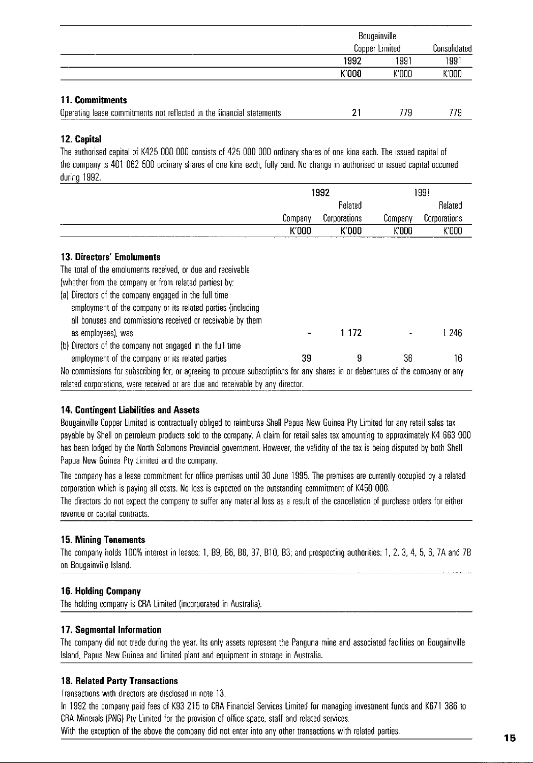| | Bougainville Copper Limited | | Consolidated |
|---|---|---|---|
| | 1992 | 1991 | 1991 |
| | K'000 | K'000 | K'000 |
| **11. Commitments** | | | |
| Operating lease commitments not reflected in the financial statements | 21 | 779 | 779 |

**12. Capital**

The authorised capital of K425 000 000 consists of 425 000 000 ordinary shares of one kina each. The issued capital of the company is 401 062 500 ordinary shares of one kina each, fully paid. No change in authorised or issued capital occurred during 1992.

| | 1992 | | 1991 | |
|---|---|---|---|---|
| | Company | Related Corporations | Company | Related Corporations |
| | K'000 | K'000 | K'000 | K'000 |
| **13. Directors' Emoluments** | | | | |
| The total of the emoluments received, or due and receivable (whether from the company or from related parties) by: | | | | |
| (a) Directors of the company engaged in the full time employment of the company or its related parties (including all bonuses and commissions received or receivable by them as employees), was | - | 1 172 | - | 1 246 |
| (b) Directors of the company not engaged in the full time employment of the company or its related parties | 39 | 9 | 36 | 16 |

No commissions for subscribing for, or agreeing to procure subscriptions for any shares in or debentures of the company or any related corporations, were received or are due and receivable by any director.

**14. Contingent Liabilities and Assets**

Bougainville Copper Limited is contractually obliged to reimburse Shell Papua New Guinea Pty Limited for any retail sales tax payable by Shell on petroleum products sold to the company. A claim for retail sales tax amounting to approximately K4 663 000 has been lodged by the North Solomons Provincial government. However, the validity of the tax is being disputed by both Shell Papua New Guinea Pty Limited and the company.

The company has a lease commitment for office premises until 30 June 1995. The premises are currently occupied by a related corporation which is paying all costs. No loss is expected on the outstanding commitment of K450 000.

The directors do not expect the company to suffer any material loss as a result of the cancellation of purchase orders for either revenue or capital contracts.

**15. Mining Tenements**

The company holds 100% interest in leases: 1, B9, B6, B8, B7, B10, B3; and prospecting authorities: 1, 2, 3, 4, 5, 6, 7A and 7B on Bougainville Island.

**16. Holding Company**

The holding company is CRA Limited (incorporated in Australia).

**17. Segmental Information**

The company did not trade during the year. Its only assets represent the Panguna mine and associated facilities on Bougainville Island, Papua New Guinea and limited plant and equipment in storage in Australia.

**18. Related Party Transactions**

Transactions with directors are disclosed in note 13.

In 1992 the company paid fees of K93 215 to CRA Financial Services Limited for managing investment funds and K671 386 to CRA Minerals (PNG) Pty Limited for the provision of office space, staff and related services.

With the exception of the above the company did not enter into any other transactions with related parties.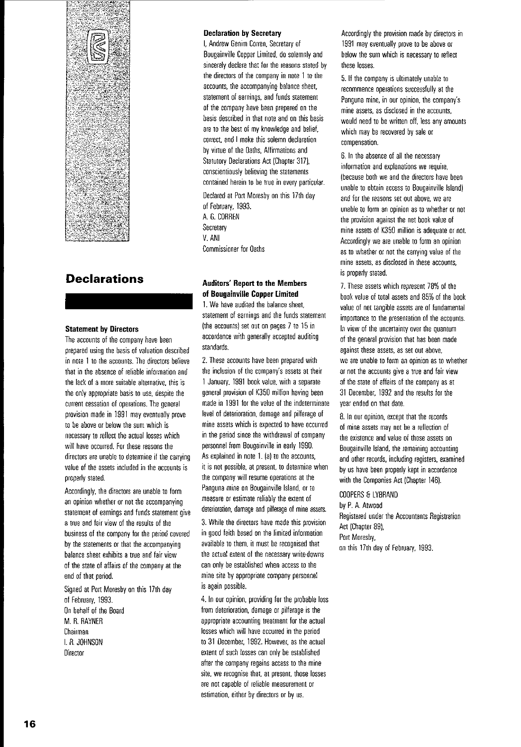# Declarations

### Statement by Directors

The accounts of the company have been prepared using the basis of valuation described in note 1 to the accounts. The directors believe that in the absence of reliable information and the lack of a more suitable alternative, this is the only appropriate basis to use, despite the current cessation of operations. The general provision made in 1991 may eventually prove to be above or below the sum which is necessary to reflect the actual losses which will have occurred. For these reasons the directors are unable to determine if the carrying value of the assets included in the accounts is properly stated.

Accordingly, the directors are unable to form an opinion whether or not the accompanying statement of earnings and funds statement give a true and fair view of the results of the business of the company for the period covered by the statements or that the accompanying balance sheet exhibits a true and fair view of the state of affairs of the company at the end of that period.

Signed at Port Moresby on this 17th day of February, 1993.
On behalf of the Board
M. R. RAYNER
Chairman
I. R. JOHNSON
Director

### Declaration by Secretary

I, Andrew Genim Corren, Secretary of Bougainville Copper Limited, do solemnly and sincerely declare that for the reasons stated by the directors of the company in note 1 to the accounts, the accompanying balance sheet, statement of earnings, and funds statement of the company have been prepared on the basis described in that note and on this basis are to the best of my knowledge and belief, correct, and I make this solemn declaration by virtue of the Oaths, Affirmations and Statutory Declarations Act (Chapter 317), conscientiously believing the statements contained herein to be true in every particular.

Declared at Port Moresby on this 17th day of February, 1993.
A. G. CORREN
Secretary
V. ANI
Commissioner for Oaths

### Auditors' Report to the Members of Bougainville Copper Limited

1. We have audited the balance sheet, statement of earnings and the funds statement (the accounts) set out on pages 7 to 15 in accordance with generally accepted auditing standards.

2. These accounts have been prepared with the inclusion of the company's assets at their 1 January, 1991 book value, with a separate general provision of K350 million having been made in 1991 for the value of the indeterminate level of deterioration, damage and pilferage of mine assets which is expected to have occurred in the period since the withdrawal of company personnel from Bougainville in early 1990. As explained in note 1. (a) to the accounts, it is not possible, at present, to determine when the company will resume operations at the Panguna mine on Bougainville Island, or to measure or estimate reliably the extent of deterioration, damage and pilferage of mine assets.

3. While the directors have made this provision in good faith based on the limited information available to them, it must be recognised that the actual extent of the necessary write-downs can only be established when access to the mine site by appropriate company personnel is again possible.

4. In our opinion, providing for the probable loss from deterioration, damage or pilferage is the appropriate accounting treatment for the actual losses which will have occurred in the period to 31 December, 1992. However, as the actual extent of such losses can only be established after the company regains access to the mine site, we recognise that, at present, those losses are not capable of reliable measurement or estimation, either by directors or by us.

Accordingly the provision made by directors in 1991 may eventually prove to be above or below the sum which is necessary to reflect these losses.

5. If the company is ultimately unable to recommence operations successfully at the Panguna mine, in our opinion, the company's mine assets, as disclosed in the accounts, would need to be written off, less any amounts which may be recovered by sale or compensation.

6. In the absence of all the necessary information and explanations we require, (because both we and the directors have been unable to obtain access to Bougainville Island) and for the reasons set out above, we are unable to form an opinion as to whether or not the provision against the net book value of mine assets of K350 million is adequate or not. Accordingly we are unable to form an opinion as to whether or not the carrying value of the mine assets, as disclosed in these accounts, is properly stated.

7. These assets which represent 78% of the book value of total assets and 85% of the book value of net tangible assets are of fundamental importance to the presentation of the accounts. In view of the uncertainty over the quantum of the general provision that has been made against these assets, as set out above, we are unable to form an opinion as to whether or not the accounts give a true and fair view of the state of affairs of the company as at 31 December, 1992 and the results for the year ended on that date.

8. In our opinion, except that the records of mine assets may not be a reflection of the existence and value of those assets on Bougainville Island, the remaining accounting and other records, including registers, examined by us have been properly kept in accordance with the Companies Act (Chapter 146).

COOPERS & LYBRAND
by P. A. Atwood
Registered under the Accountants Registration Act (Chapter 89),
Port Moresby,
on this 17th day of February, 1993.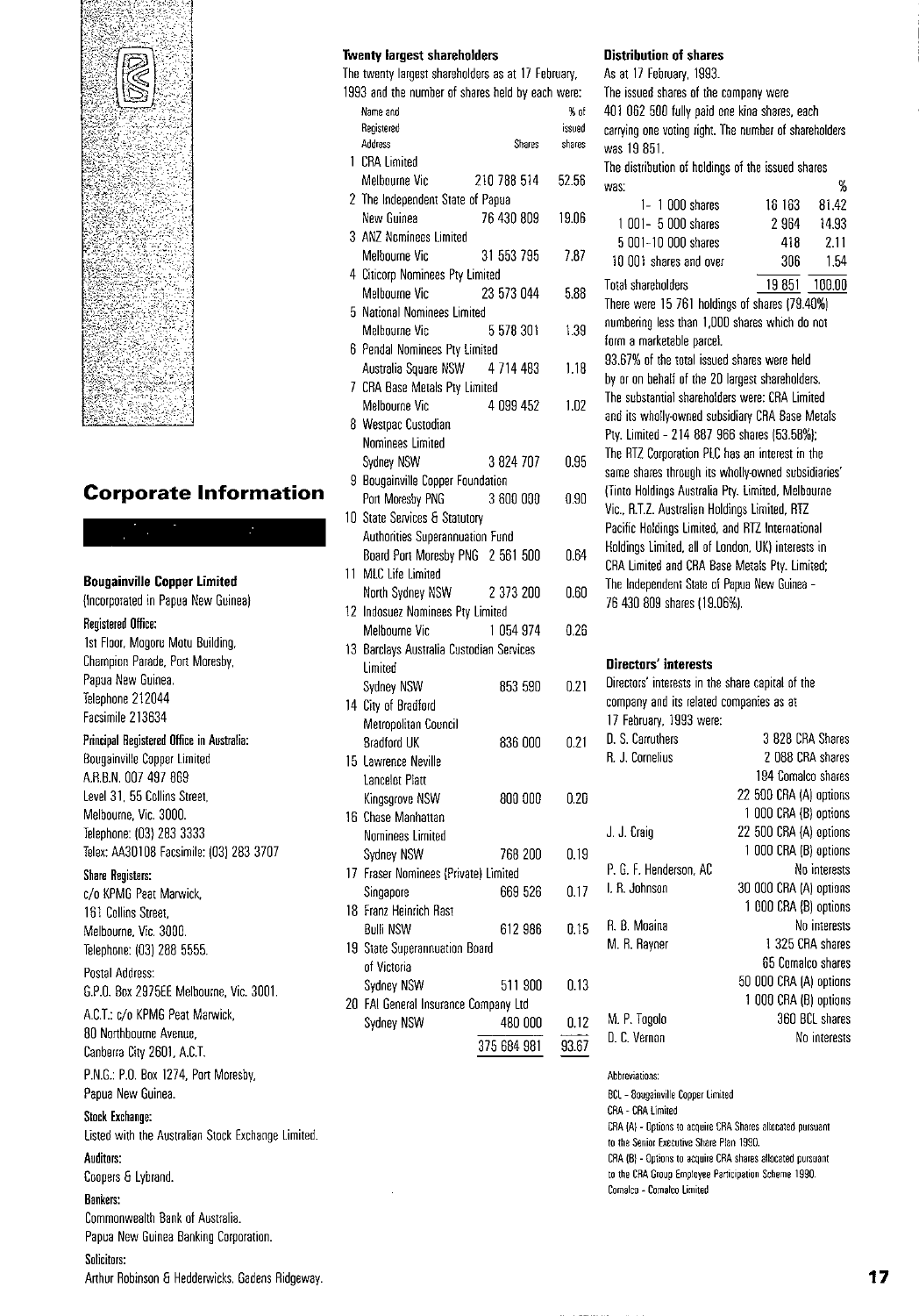## Corporate Information

### Bougainville Copper Limited

(Incorporated in Papua New Guinea)

**Registered Office:**
1st Floor, Mogoru Motu Building,
Champion Parade, Port Moresby,
Papua New Guinea.
Telephone 212044
Facsimile 213634

**Principal Registered Office in Australia:**
Bougainville Copper Limited
A.R.B.N. 007 497 869
Level 31, 55 Collins Street,
Melbourne, Vic. 3000.
Telephone: (03) 283 3333
Telex: AA30108 Facsimile: (03) 283 3707

**Share Registers:**
c/o KPMG Peat Marwick,
161 Collins Street,
Melbourne, Vic. 3000.
Telephone: (03) 288 5555.

Postal Address:
G.P.O. Box 2975EE Melbourne, Vic. 3001.

A.C.T.: c/o KPMG Peat Marwick,
80 Northbourne Avenue,
Canberra City 2601, A.C.T.

P.N.G.: P.O. Box 1274, Port Moresby,
Papua New Guinea.

**Stock Exchange:**
Listed with the Australian Stock Exchange Limited.

**Auditors:**
Coopers & Lybrand.

**Bankers:**
Commonwealth Bank of Australia.
Papua New Guinea Banking Corporation.

**Solicitors:**
Arthur Robinson & Hedderwicks, Gadens Ridgeway.

### Twenty largest shareholders

The twenty largest shareholders as at 17 February, 1993 and the number of shares held by each were:

| | Name and Registered Address | Shares | % of issued shares |
|---|---|---|---|
| 1 | CRA Limited, Melbourne Vic | 210 788 514 | 52.56 |
| 2 | The Independent State of Papua New Guinea | 76 430 809 | 19.06 |
| 3 | ANZ Nominees Limited, Melbourne Vic | 31 553 795 | 7.87 |
| 4 | Citicorp Nominees Pty Limited, Melbourne Vic | 23 573 044 | 5.88 |
| 5 | National Nominees Limited, Melbourne Vic | 5 578 301 | 1.39 |
| 6 | Pendal Nominees Pty Limited, Australia Square NSW | 4 714 463 | 1.18 |
| 7 | CRA Base Metals Pty Limited, Melbourne Vic | 4 099 452 | 1.02 |
| 8 | Westpac Custodian Nominees Limited, Sydney NSW | 3 824 707 | 0.95 |
| 9 | Bougainville Copper Foundation, Port Moresby PNG | 3 600 000 | 0.90 |
| 10 | State Services & Statutory Authorities Superannuation Fund Board Port Moresby PNG | 2 561 500 | 0.64 |
| 11 | MLC Life Limited, North Sydney NSW | 2 373 200 | 0.60 |
| 12 | Indosuez Nominees Pty Limited, Melbourne Vic | 1 054 974 | 0.26 |
| 13 | Barclays Australia Custodian Services Limited, Sydney NSW | 853 590 | 0.21 |
| 14 | City of Bradford Metropolitan Council, Bradford UK | 836 000 | 0.21 |
| 15 | Lawrence Neville Lancelot Platt, Kingsgrove NSW | 800 000 | 0.20 |
| 16 | Chase Manhattan Nominees Limited, Sydney NSW | 768 200 | 0.19 |
| 17 | Fraser Nominees (Private) Limited, Singapore | 669 526 | 0.17 |
| 18 | Franz Heinrich Rast, Bulli NSW | 612 986 | 0.15 |
| 19 | State Superannuation Board of Victoria, Sydney NSW | 511 900 | 0.13 |
| 20 | FAI General Insurance Company Ltd, Sydney NSW | 480 000 | 0.12 |
| | | 375 684 981 | 93.67 |

### Distribution of shares

As at 17 February, 1993.

The issued shares of the company were 401 062 500 fully paid one kina shares, each carrying one voting right. The number of shareholders was 19 851.

The distribution of holdings of the issued shares was:

| | | % |
|---|---|---|
| 1 - 1 000 shares | 16 163 | 81.42 |
| 1 001 - 5 000 shares | 2 964 | 14.93 |
| 5 001 - 10 000 shares | 418 | 2.11 |
| 10 001 shares and over | 306 | 1.54 |
| Total shareholders | 19 851 | 100.00 |

There were 15 761 holdings of shares (79.40%) numbering less than 1,000 shares which do not form a marketable parcel.

93.67% of the total issued shares were held by or on behalf of the 20 largest shareholders.

The substantial shareholders were: CRA Limited and its wholly-owned subsidiary CRA Base Metals Pty. Limited - 214 887 966 shares (53.58%);
The RTZ Corporation PLC has an interest in the same shares through its wholly-owned subsidiaries' (Tinto Holdings Australia Pty. Limited, Melbourne Vic., R.T.Z. Australian Holdings Limited, RTZ Pacific Holdings Limited, and RTZ International Holdings Limited, all of London, UK) interests in CRA Limited and CRA Base Metals Pty. Limited;
The Independent State of Papua New Guinea - 76 430 809 shares (19.06%).

### Directors' interests

Directors' interests in the share capital of the company and its related companies as at 17 February, 1993 were:

| Director | Interests |
|---|---|
| D. S. Carruthers | 3 828 CRA Shares |
| R. J. Cornelius | 2 088 CRA shares |
| | 194 Comalco shares |
| | 22 500 CRA (A) options |
| | 1 000 CRA (B) options |
| J. J. Craig | 22 500 CRA (A) options |
| | 1 000 CRA (B) options |
| P. G. F. Henderson, AC | No interests |
| I. R. Johnson | 30 000 CRA (A) options |
| | 1 000 CRA (B) options |
| R. B. Moaina | No interests |
| M. R. Rayner | 1 325 CRA shares |
| | 65 Comalco shares |
| | 50 000 CRA (A) options |
| | 1 000 CRA (B) options |
| M. P. Togolo | 360 BCL shares |
| D. C. Vernon | No interests |

Abbreviations:
BCL - Bougainville Copper Limited
CRA - CRA Limited
CRA (A) - Options to acquire CRA Shares allocated pursuant to the Senior Executive Share Plan 1990.
CRA (B) - Options to acquire CRA Shares allocated pursuant to the CRA Group Employee Participation Scheme 1990.
Comalco - Comalco Limited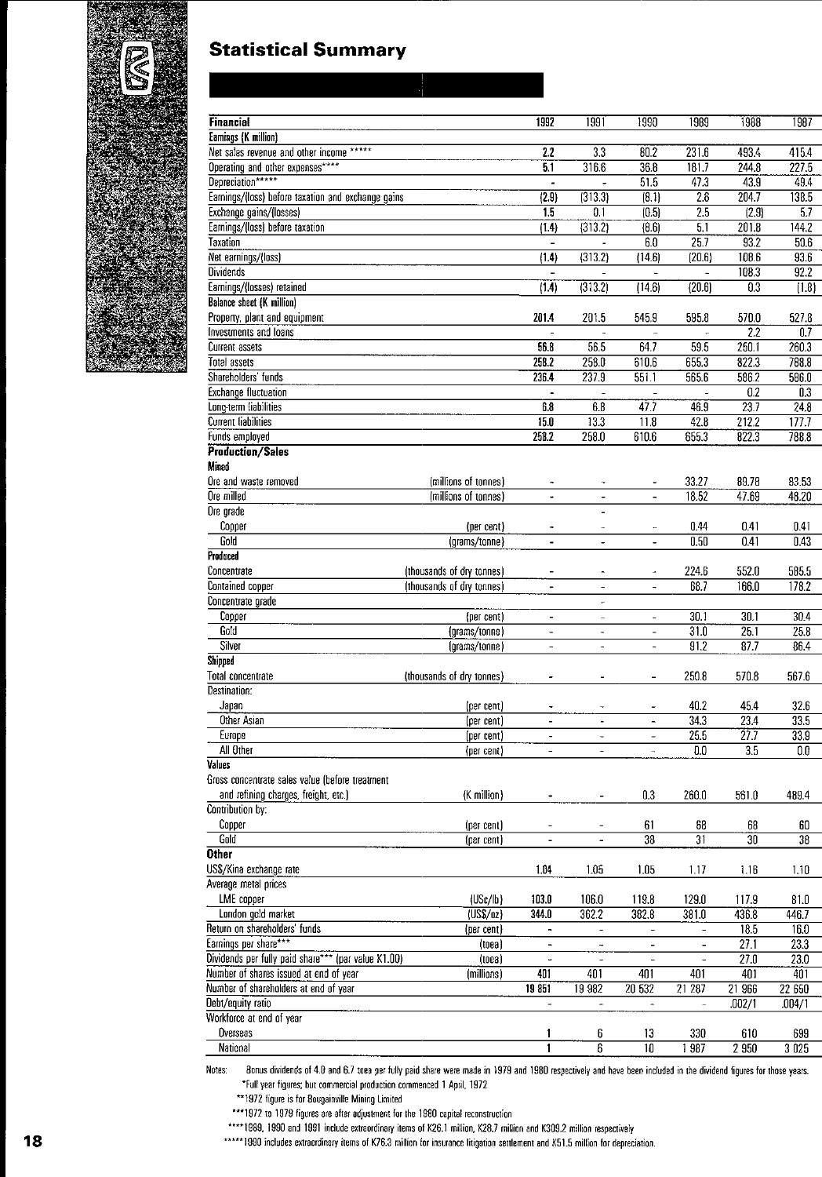## Statistical Summary

| Financial | | 1992 | 1991 | 1990 | 1989 | 1988 | 1987 |
|---|---|---|---|---|---|---|---|
| **Earnings (K million)** | | | | | | | |
| Net sales revenue and other income ***** | | 2.2 | 3.3 | 80.2 | 231.6 | 493.4 | 415.4 |
| Operating and other expenses**** | | 5.1 | 316.6 | 36.8 | 181.7 | 244.8 | 227.5 |
| Depreciation***** | | - | - | 51.5 | 47.3 | 43.9 | 49.4 |
| Earnings/(loss) before taxation and exchange gains | | (2.9) | (313.3) | (8.1) | 2.6 | 204.7 | 138.5 |
| Exchange gains/(losses) | | 1.5 | 0.1 | (0.5) | 2.5 | (2.9) | 5.7 |
| Earnings/(loss) before taxation | | (1.4) | (313.2) | (8.6) | 5.1 | 201.8 | 144.2 |
| Taxation | | - | - | 6.0 | 25.7 | 93.2 | 50.6 |
| Net earnings/(loss) | | (1.4) | (313.2) | (14.6) | (20.6) | 108.6 | 93.6 |
| Dividends | | - | - | - | - | 108.3 | 92.2 |
| Earnings/(losses) retained | | (1.4) | (313.2) | (14.6) | (20.6) | 0.3 | (1.8) |
| **Balance sheet (K million)** | | | | | | | |
| Property, plant and equipment | | 201.4 | 201.5 | 545.9 | 595.8 | 570.0 | 527.8 |
| Investments and loans | | - | - | - | - | 2.2 | 0.7 |
| Current assets | | 56.8 | 56.5 | 64.7 | 59.5 | 250.1 | 260.3 |
| Total assets | | 258.2 | 258.0 | 610.6 | 655.3 | 822.3 | 788.8 |
| Shareholders' funds | | 236.4 | 237.9 | 551.1 | 565.6 | 586.2 | 586.0 |
| Exchange fluctuation | | - | - | - | - | 0.2 | 0.3 |
| Long-term liabilities | | 6.8 | 6.8 | 47.7 | 46.9 | 23.7 | 24.8 |
| Current liabilities | | 15.0 | 13.3 | 11.8 | 42.8 | 212.2 | 177.7 |
| Funds employed | | 258.2 | 258.0 | 610.6 | 655.3 | 822.3 | 788.8 |
| **Production/Sales** | | | | | | | |
| **Mined** | | | | | | | |
| Ore and waste removed | (millions of tonnes) | - | - | - | 33.27 | 89.78 | 83.53 |
| Ore milled | (millions of tonnes) | - | - | - | 18.52 | 47.69 | 48.20 |
| Ore grade | | | - | | | | |
| Copper | (per cent) | - | - | - | 0.44 | 0.41 | 0.41 |
| Gold | (grams/tonne) | - | - | - | 0.50 | 0.41 | 0.43 |
| **Produced** | | | | | | | |
| Concentrate | (thousands of dry tonnes) | - | - | - | 224.6 | 552.0 | 585.5 |
| Contained copper | (thousands of dry tonnes) | - | - | - | 68.7 | 166.0 | 178.2 |
| Concentrate grade | | | - | | | | |
| Copper | (per cent) | - | - | - | 30.1 | 30.1 | 30.4 |
| Gold | (grams/tonne) | - | - | - | 31.0 | 25.1 | 25.8 |
| Silver | (grams/tonne) | - | - | - | 91.2 | 87.7 | 86.4 |
| **Shipped** | | | | | | | |
| Total concentrate | (thousands of dry tonnes) | - | - | - | 250.8 | 570.8 | 567.6 |
| Destination: | | | | | | | |
| Japan | (per cent) | - | - | - | 40.2 | 45.4 | 32.6 |
| Other Asian | (per cent) | - | - | - | 34.3 | 23.4 | 33.5 |
| Europe | (per cent) | - | - | - | 25.5 | 27.7 | 33.9 |
| All Other | (per cent) | - | - | - | 0.0 | 3.5 | 0.0 |
| **Values** | | | | | | | |
| Gross concentrate sales value (before treatment and refining charges, freight, etc.) | (K million) | - | - | 0.3 | 260.0 | 561.0 | 489.4 |
| Contribution by: | | | | | | | |
| Copper | (per cent) | - | - | 61 | 68 | 68 | 60 |
| Gold | (per cent) | - | - | 38 | 31 | 30 | 38 |
| **Other** | | | | | | | |
| US$/Kina exchange rate | | 1.04 | 1.05 | 1.05 | 1.17 | 1.16 | 1.10 |
| Average metal prices | | | | | | | |
| LME copper | (USc/lb) | 103.0 | 106.0 | 119.8 | 129.0 | 117.9 | 81.0 |
| London gold market | (US$/oz) | 344.0 | 362.2 | 382.8 | 381.0 | 436.8 | 446.7 |
| Return on shareholders' funds | (per cent) | - | - | - | - | 18.5 | 16.0 |
| Earnings per share*** | (toea) | - | - | - | - | 27.1 | 23.3 |
| Dividends per fully paid share*** (par value K1.00) | (toea) | - | - | - | - | 27.0 | 23.0 |
| Number of shares issued at end of year | (millions) | 401 | 401 | 401 | 401 | 401 | 401 |
| Number of shareholders at end of year | | 19 851 | 19 982 | 20 532 | 21 287 | 21 966 | 22 650 |
| Debt/equity ratio | | - | - | - | - | .002/1 | .004/1 |
| Workforce at end of year | | | | | | | |
| Overseas | | 1 | 6 | 13 | 330 | 610 | 699 |
| National | | 1 | 6 | 10 | 1 987 | 2 950 | 3 025 |

Notes: Bonus dividends of 4.0 and 6.7 toea per fully paid share were made in 1979 and 1980 respectively and have been included in the dividend figures for those years.

*Full year figures; but commercial production commenced 1 April, 1972

**1972 figure is for Bougainville Mining Limited

***1972 to 1979 figures are after adjustment for the 1980 capital reconstruction

****1989, 1990 and 1991 include extraordinary items of K26.1 million, K28.7 million and K309.2 million respectively

*****1990 includes extraordinary items of K76.3 million for insurance litigation settlement and K51.5 million for depreciation.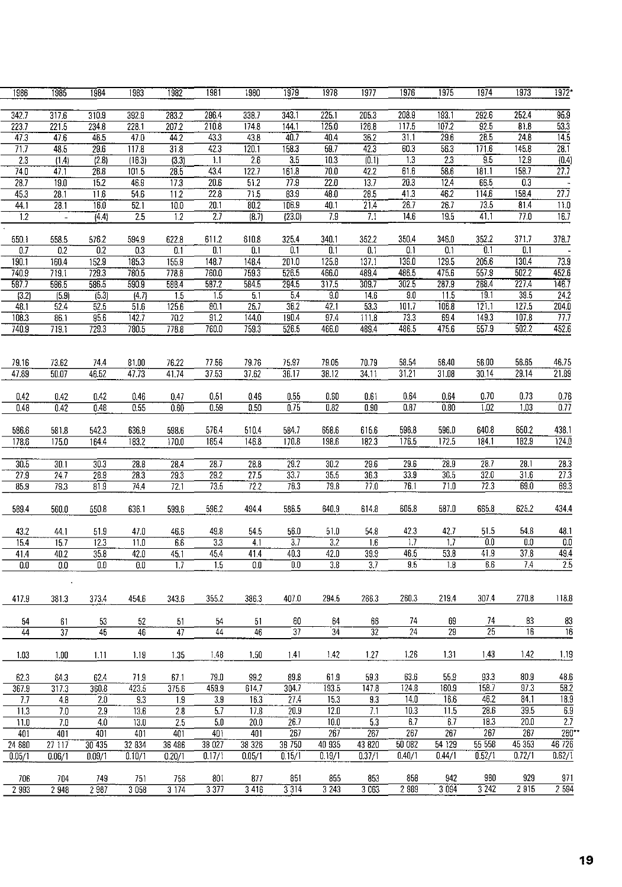| 1986 | 1985 | 1984 | 1983 | 1982 | 1981 | 1980 | 1979 | 1978 | 1977 | 1976 | 1975 | 1974 | 1973 | 1972* |
|---|---|---|---|---|---|---|---|---|---|---|---|---|---|---|
| 342.7 | 317.6 | 310.9 | 392.9 | 283.2 | 296.4 | 338.7 | 343.1 | 225.1 | 205.3 | 208.9 | 193.1 | 292.6 | 252.4 | 96.9 |
| 223.7 | 221.5 | 234.8 | 228.1 | 207.2 | 210.8 | 174.8 | 144.1 | 125.0 | 126.8 | 117.5 | 107.2 | 92.5 | 81.8 | 53.3 |
| 47.3 | 47.6 | 46.5 | 47.0 | 44.2 | 43.3 | 43.8 | 40.7 | 40.4 | 36.2 | 31.1 | 29.6 | 28.5 | 24.8 | 14.5 |
| 71.7 | 48.5 | 29.6 | 117.8 | 31.8 | 42.3 | 120.1 | 158.3 | 59.7 | 42.3 | 60.3 | 56.3 | 171.6 | 145.8 | 28.1 |
| 2.3 | (1.4) | (2.8) | (16.3) | (3.3) | 1.1 | 2.6 | 3.5 | 10.3 | (0.1) | 1.3 | 2.3 | 9.5 | 12.9 | (0.4) |
| 74.0 | 47.1 | 26.8 | 101.5 | 28.5 | 43.4 | 122.7 | 161.8 | 70.0 | 42.2 | 61.6 | 58.6 | 181.1 | 158.7 | 27.7 |
| 28.7 | 19.0 | 15.2 | 46.9 | 17.3 | 20.6 | 51.2 | 77.9 | 22.0 | 13.7 | 20.3 | 12.4 | 66.5 | 0.3 | - |
| 45.3 | 28.1 | 11.6 | 54.6 | 11.2 | 22.8 | 71.5 | 83.9 | 48.0 | 28.5 | 41.3 | 46.2 | 114.6 | 158.4 | 27.7 |
| 44.1 | 28.1 | 16.0 | 52.1 | 10.0 | 20.1 | 80.2 | 106.9 | 40.1 | 21.4 | 26.7 | 26.7 | 73.5 | 81.4 | 11.0 |
| 1.2 | - | (4.4) | 2.5 | 1.2 | 2.7 | (8.7) | (23.0) | 7.9 | 7.1 | 14.6 | 19.5 | 41.1 | 77.0 | 16.7 |
| | | | | | | | | | | | | | | |
| 550.1 | 558.5 | 576.2 | 594.9 | 622.8 | 611.2 | 610.8 | 325.4 | 340.1 | 352.2 | 350.4 | 346.0 | 352.2 | 371.7 | 378.7 |
| 0.7 | 0.2 | 0.2 | 0.3 | 0.1 | 0.1 | 0.1 | 0.1 | 0.1 | 0.1 | 0.1 | 0.1 | 0.1 | 0.1 | - |
| 190.1 | 160.4 | 152.9 | 185.3 | 155.9 | 148.7 | 148.4 | 201.0 | 125.8 | 137.1 | 136.0 | 129.5 | 205.6 | 130.4 | 73.9 |
| 740.9 | 719.1 | 729.3 | 780.5 | 778.8 | 760.0 | 759.3 | 526.5 | 466.0 | 489.4 | 486.5 | 475.6 | 557.9 | 502.2 | 452.6 |
| 587.7 | 586.5 | 586.5 | 590.9 | 588.4 | 587.2 | 584.5 | 294.5 | 317.5 | 309.7 | 302.5 | 287.9 | 268.4 | 227.4 | 146.7 |
| (3.2) | (5.9) | (5.3) | (4.7) | 1.5 | 1.5 | 5.1 | 5.4 | 9.0 | 14.6 | 9.0 | 11.5 | 19.1 | 39.5 | 24.2 |
| 48.1 | 52.4 | 52.5 | 51.6 | 125.6 | 80.1 | 25.7 | 36.2 | 42.1 | 53.3 | 101.7 | 106.8 | 121.1 | 127.5 | 204.0 |
| 108.3 | 86.1 | 95.6 | 142.7 | 70.2 | 91.2 | 144.0 | 190.4 | 97.4 | 111.8 | 73.3 | 69.4 | 149.3 | 107.8 | 77.7 |
| 740.9 | 719.1 | 729.3 | 780.5 | 778.8 | 760.0 | 759.3 | 526.5 | 466.0 | 489.4 | 486.5 | 475.6 | 557.9 | 502.2 | 452.6 |
| | | | | | | | | | | | | | | |
| 79.16 | 73.62 | 74.4 | 81.00 | 76.22 | 77.56 | 79.76 | 75.97 | 79.05 | 70.79 | 58.54 | 56.40 | 56.00 | 56.65 | 46.75 |
| 47.89 | 50.07 | 46.52 | 47.73 | 41.74 | 37.53 | 37.62 | 36.17 | 38.12 | 34.11 | 31.21 | 31.08 | 30.14 | 29.14 | 21.89 |
| | | | | | | | | | | | | | | |
| 0.42 | 0.42 | 0.42 | 0.46 | 0.47 | 0.51 | 0.46 | 0.55 | 0.60 | 0.61 | 0.64 | 0.64 | 0.70 | 0.73 | 0.76 |
| 0.48 | 0.42 | 0.48 | 0.55 | 0.60 | 0.59 | 0.50 | 0.75 | 0.82 | 0.90 | 0.87 | 0.80 | 1.02 | 1.03 | 0.77 |
| | | | | | | | | | | | | | | |
| 586.6 | 581.8 | 542.3 | 636.9 | 598.6 | 576.4 | 510.4 | 584.7 | 658.6 | 616.6 | 596.8 | 596.0 | 640.8 | 650.2 | 438.1 |
| 178.6 | 175.0 | 164.4 | 183.2 | 170.0 | 165.4 | 146.8 | 170.8 | 198.6 | 182.3 | 176.5 | 172.5 | 184.1 | 182.9 | 124.0 |
| | | | | | | | | | | | | | | |
| 30.5 | 30.1 | 30.3 | 28.8 | 28.4 | 28.7 | 28.8 | 29.2 | 30.2 | 29.6 | 29.6 | 28.9 | 28.7 | 28.1 | 28.3 |
| 27.9 | 24.7 | 28.9 | 28.3 | 29.3 | 29.2 | 27.5 | 33.7 | 35.5 | 36.3 | 33.9 | 30.5 | 32.0 | 31.6 | 27.3 |
| 85.9 | 79.3 | 81.9 | 74.4 | 72.1 | 73.5 | 72.2 | 76.3 | 79.8 | 77.0 | 76.1 | 71.0 | 72.3 | 69.0 | 69.3 |
| | | | | | | | | | | | | | | |
| 589.4 | 560.0 | 550.8 | 636.1 | 599.6 | 596.2 | 494.4 | 586.5 | 640.9 | 614.8 | 605.8 | 587.0 | 665.8 | 625.2 | 434.4 |
| | | | | | | | | | | | | | | |
| 43.2 | 44.1 | 51.9 | 47.0 | 46.6 | 49.8 | 54.5 | 56.0 | 51.0 | 54.8 | 42.3 | 42.7 | 51.5 | 54.8 | 48.1 |
| 15.4 | 15.7 | 12.3 | 11.0 | 6.6 | 3.3 | 4.1 | 3.7 | 3.2 | 1.6 | 1.7 | 1.7 | 0.0 | 0.0 | 0.0 |
| 41.4 | 40.2 | 35.8 | 42.0 | 45.1 | 45.4 | 41.4 | 40.3 | 42.0 | 39.9 | 46.5 | 53.8 | 41.9 | 37.8 | 49.4 |
| 0.0 | 0.0 | 0.0 | 0.0 | 1.7 | 1.5 | 0.0 | 0.0 | 3.8 | 3.7 | 9.5 | 1.8 | 6.6 | 7.4 | 2.5 |
| | | | | | | | | | | | | | | |
| 417.9 | 381.3 | 373.4 | 454.6 | 343.6 | 355.2 | 386.3 | 407.0 | 294.5 | 266.3 | 260.3 | 219.4 | 307.4 | 270.8 | 118.8 |
| | | | | | | | | | | | | | | |
| 54 | 61 | 53 | 52 | 51 | 54 | 51 | 60 | 64 | 66 | 74 | 69 | 74 | 83 | 83 |
| 44 | 37 | 45 | 46 | 47 | 44 | 46 | 37 | 34 | 32 | 24 | 29 | 25 | 16 | 16 |
| | | | | | | | | | | | | | | |
| 1.03 | 1.00 | 1.11 | 1.19 | 1.35 | 1.48 | 1.50 | 1.41 | 1.42 | 1.27 | 1.26 | 1.31 | 1.43 | 1.42 | 1.19 |
| | | | | | | | | | | | | | | |
| 62.3 | 64.3 | 62.4 | 71.9 | 67.1 | 79.0 | 99.2 | 89.8 | 61.9 | 59.3 | 63.6 | 55.9 | 93.3 | 80.9 | 48.6 |
| 367.9 | 317.3 | 360.8 | 423.5 | 375.6 | 459.9 | 614.7 | 304.7 | 193.5 | 147.8 | 124.8 | 160.9 | 158.7 | 97.3 | 58.2 |
| 7.7 | 4.8 | 2.0 | 9.3 | 1.9 | 3.9 | 16.3 | 27.4 | 15.3 | 9.3 | 14.0 | 16.6 | 46.2 | 84.1 | 18.9 |
| 11.3 | 7.0 | 2.9 | 13.6 | 2.8 | 5.7 | 17.8 | 20.9 | 12.0 | 7.1 | 10.3 | 11.5 | 28.6 | 39.5 | 6.9 |
| 11.0 | 7.0 | 4.0 | 13.0 | 2.5 | 5.0 | 20.0 | 26.7 | 10.0 | 5.3 | 6.7 | 6.7 | 18.3 | 20.0 | 2.7 |
| 401 | 401 | 401 | 401 | 401 | 401 | 401 | 267 | 267 | 267 | 267 | 267 | 267 | 267 | 260** |
| 24 680 | 27 117 | 30 435 | 32 834 | 36 486 | 38 027 | 38 326 | 38 750 | 40 935 | 43 820 | 50 082 | 54 129 | 55 558 | 45 353 | 46 726 |
| 0.05/1 | 0.06/1 | 0.09/1 | 0.10/1 | 0.20/1 | 0.17/1 | 0.05/1 | 0.15/1 | 0.19/1 | 0.37/1 | 0.40/1 | 0.44/1 | 0.52/1 | 0.72/1 | 0.62/1 |
| | | | | | | | | | | | | | | |
| 706 | 704 | 749 | 751 | 756 | 801 | 877 | 851 | 855 | 853 | 858 | 942 | 980 | 929 | 971 |
| 2 993 | 2 948 | 2 987 | 3 058 | 3 174 | 3 377 | 3 416 | 3 314 | 3 243 | 3 063 | 2 989 | 3 094 | 3 242 | 2 915 | 2 594 |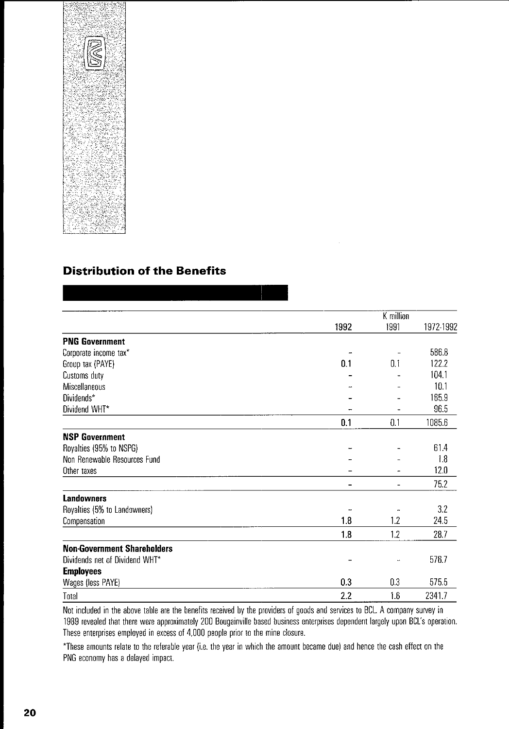## Distribution of the Benefits

| | K million | | |
|---|---|---|---|
| | 1992 | 1991 | 1972-1992 |
| **PNG Government** | | | |
| Corporate income tax* | - | - | 586.8 |
| Group tax (PAYE) | 0.1 | 0.1 | 122.2 |
| Customs duty | - | - | 104.1 |
| Miscellaneous | - | - | 10.1 |
| Dividends* | - | - | 165.9 |
| Dividend WHT* | - | - | 96.5 |
| | 0.1 | 0.1 | 1085.6 |
| **NSP Government** | | | |
| Royalties (95% to NSPG) | - | - | 61.4 |
| Non Renewable Resources Fund | - | - | 1.8 |
| Other taxes | - | - | 12.0 |
| | - | - | 75.2 |
| **Landowners** | | | |
| Royalties (5% to Landowners) | - | - | 3.2 |
| Compensation | 1.8 | 1.2 | 24.5 |
| | 1.8 | 1.2 | 28.7 |
| **Non-Government Shareholders** | | | |
| Dividends net of Dividend WHT* | - | - | 576.7 |
| **Employees** | | | |
| Wages (less PAYE) | 0.3 | 0.3 | 575.5 |
| Total | 2.2 | 1.6 | 2341.7 |

Not included in the above table are the benefits received by the providers of goods and services to BCL. A company survey in 1989 revealed that there were approximately 200 Bougainville based business enterprises dependent largely upon BCL's operation. These enterprises employed in excess of 4,000 people prior to the mine closure.

*These amounts relate to the referable year (i.e. the year in which the amount became due) and hence the cash effect on the PNG economy has a delayed impact.